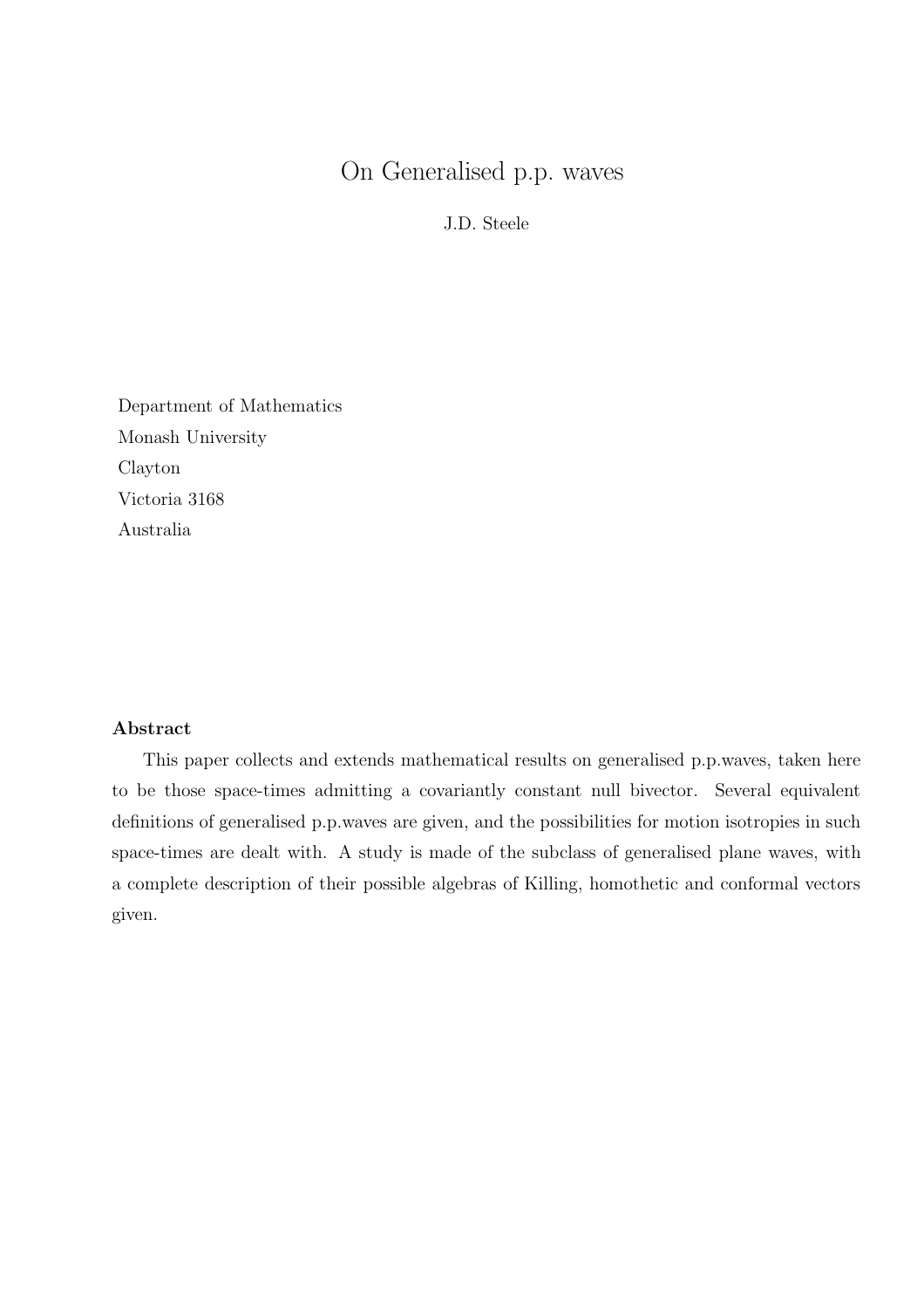# On Generalised p.p. waves

J.D. Steele

Department of Mathematics
Monash University
Clayton
Victoria 3168
Australia

**Abstract**

This paper collects and extends mathematical results on generalised p.p.waves, taken here to be those space-times admitting a covariantly constant null bivector. Several equivalent definitions of generalised p.p.waves are given, and the possibilities for motion isotropies in such space-times are dealt with. A study is made of the subclass of generalised plane waves, with a complete description of their possible algebras of Killing, homothetic and conformal vectors given.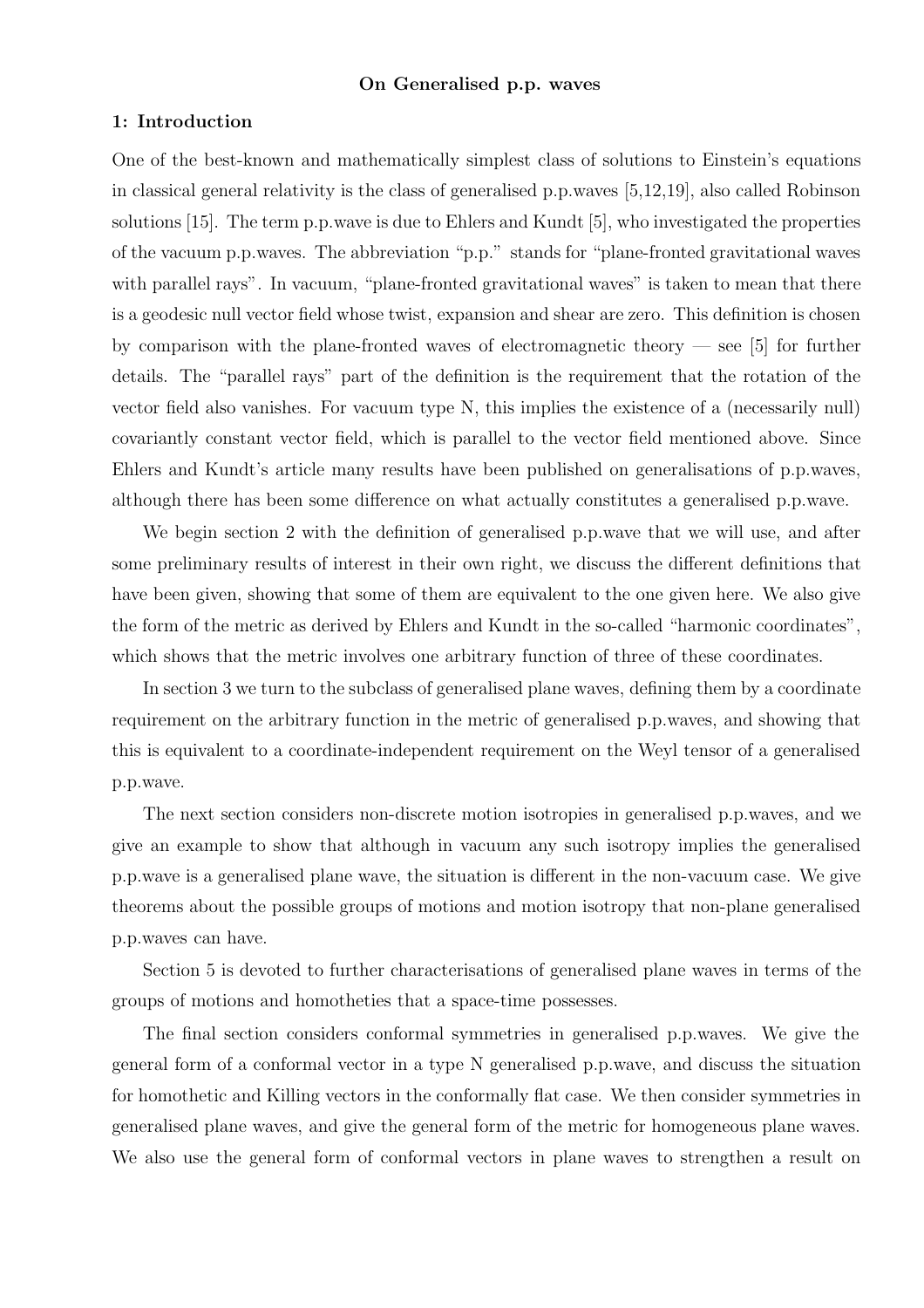**On Generalised p.p. waves**

## 1: Introduction

One of the best-known and mathematically simplest class of solutions to Einstein's equations in classical general relativity is the class of generalised p.p.waves [5,12,19], also called Robinson solutions [15]. The term p.p.wave is due to Ehlers and Kundt [5], who investigated the properties of the vacuum p.p.waves. The abbreviation "p.p." stands for "plane-fronted gravitational waves with parallel rays". In vacuum, "plane-fronted gravitational waves" is taken to mean that there is a geodesic null vector field whose twist, expansion and shear are zero. This definition is chosen by comparison with the plane-fronted waves of electromagnetic theory — see [5] for further details. The "parallel rays" part of the definition is the requirement that the rotation of the vector field also vanishes. For vacuum type N, this implies the existence of a (necessarily null) covariantly constant vector field, which is parallel to the vector field mentioned above. Since Ehlers and Kundt's article many results have been published on generalisations of p.p.waves, although there has been some difference on what actually constitutes a generalised p.p.wave.

We begin section 2 with the definition of generalised p.p.wave that we will use, and after some preliminary results of interest in their own right, we discuss the different definitions that have been given, showing that some of them are equivalent to the one given here. We also give the form of the metric as derived by Ehlers and Kundt in the so-called "harmonic coordinates", which shows that the metric involves one arbitrary function of three of these coordinates.

In section 3 we turn to the subclass of generalised plane waves, defining them by a coordinate requirement on the arbitrary function in the metric of generalised p.p.waves, and showing that this is equivalent to a coordinate-independent requirement on the Weyl tensor of a generalised p.p.wave.

The next section considers non-discrete motion isotropies in generalised p.p.waves, and we give an example to show that although in vacuum any such isotropy implies the generalised p.p.wave is a generalised plane wave, the situation is different in the non-vacuum case. We give theorems about the possible groups of motions and motion isotropy that non-plane generalised p.p.waves can have.

Section 5 is devoted to further characterisations of generalised plane waves in terms of the groups of motions and homotheties that a space-time possesses.

The final section considers conformal symmetries in generalised p.p.waves. We give the general form of a conformal vector in a type N generalised p.p.wave, and discuss the situation for homothetic and Killing vectors in the conformally flat case. We then consider symmetries in generalised plane waves, and give the general form of the metric for homogeneous plane waves. We also use the general form of conformal vectors in plane waves to strengthen a result on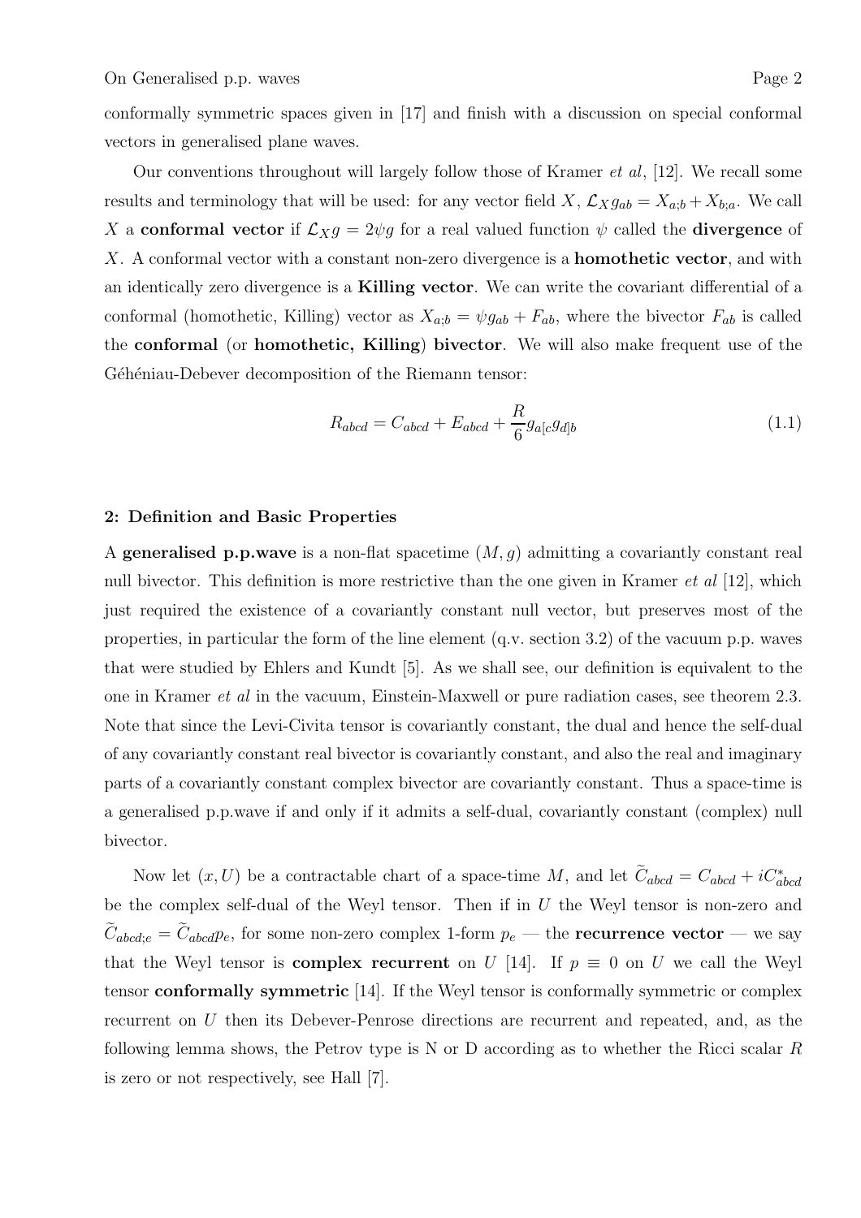conformally symmetric spaces given in [17] and finish with a discussion on special conformal vectors in generalised plane waves.

Our conventions throughout will largely follow those of Kramer *et al*, [12]. We recall some results and terminology that will be used: for any vector field $X$, $\mathcal{L}_X g_{ab} = X_{a;b} + X_{b;a}$. We call $X$ a **conformal vector** if $\mathcal{L}_X g = 2\psi g$ for a real valued function $\psi$ called the **divergence** of $X$. A conformal vector with a constant non-zero divergence is a **homothetic vector**, and with an identically zero divergence is a **Killing vector**. We can write the covariant differential of a conformal (homothetic, Killing) vector as $X_{a;b} = \psi g_{ab} + F_{ab}$, where the bivector $F_{ab}$ is called the **conformal** (or **homothetic, Killing**) **bivector**. We will also make frequent use of the Géhéniau-Debever decomposition of the Riemann tensor:

$$R_{abcd} = C_{abcd} + E_{abcd} + \frac{R}{6} g_{a[c}g_{d]b} \tag{1.1}$$

## 2: Definition and Basic Properties

A **generalised p.p.wave** is a non-flat spacetime $(M, g)$ admitting a covariantly constant real null bivector. This definition is more restrictive than the one given in Kramer *et al* [12], which just required the existence of a covariantly constant null vector, but preserves most of the properties, in particular the form of the line element (q.v. section 3.2) of the vacuum p.p. waves that were studied by Ehlers and Kundt [5]. As we shall see, our definition is equivalent to the one in Kramer *et al* in the vacuum, Einstein-Maxwell or pure radiation cases, see theorem 2.3. Note that since the Levi-Civita tensor is covariantly constant, the dual and hence the self-dual of any covariantly constant real bivector is covariantly constant, and also the real and imaginary parts of a covariantly constant complex bivector are covariantly constant. Thus a space-time is a generalised p.p.wave if and only if it admits a self-dual, covariantly constant (complex) null bivector.

Now let $(x, U)$ be a contractable chart of a space-time $M$, and let $\widetilde{C}_{abcd} = C_{abcd} + iC^{*}_{abcd}$ be the complex self-dual of the Weyl tensor. Then if in $U$ the Weyl tensor is non-zero and $\widetilde{C}_{abcd;e} = \widetilde{C}_{abcd}p_e$, for some non-zero complex 1-form $p_e$ — the **recurrence vector** — we say that the Weyl tensor is **complex recurrent** on $U$ [14]. If $p \equiv 0$ on $U$ we call the Weyl tensor **conformally symmetric** [14]. If the Weyl tensor is conformally symmetric or complex recurrent on $U$ then its Debever-Penrose directions are recurrent and repeated, and, as the following lemma shows, the Petrov type is N or D according as to whether the Ricci scalar $R$ is zero or not respectively, see Hall [7].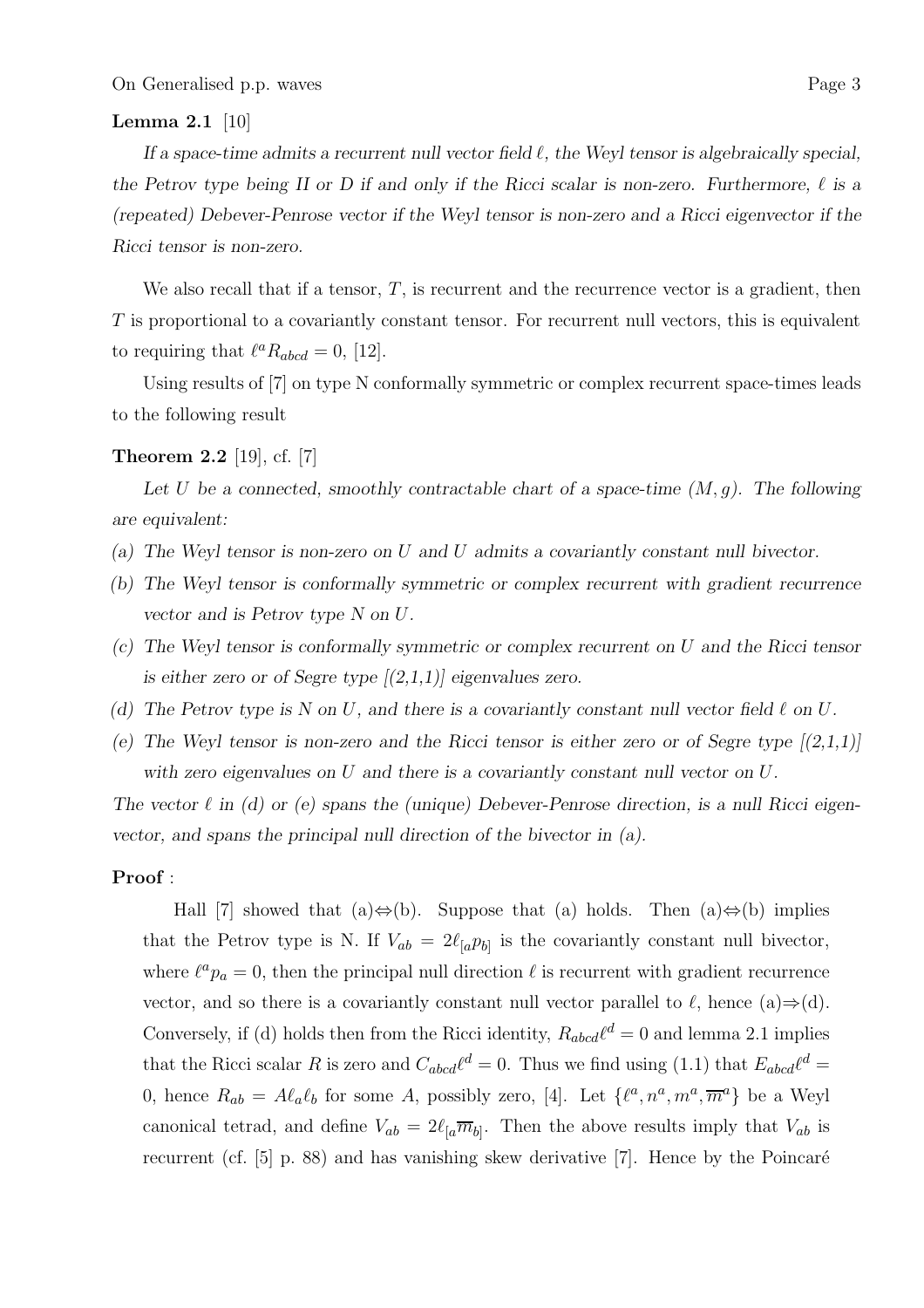**Lemma 2.1** [10]

*If a space-time admits a recurrent null vector field $\ell$, the Weyl tensor is algebraically special, the Petrov type being II or D if and only if the Ricci scalar is non-zero. Furthermore, $\ell$ is a (repeated) Debever-Penrose vector if the Weyl tensor is non-zero and a Ricci eigenvector if the Ricci tensor is non-zero.*

We also recall that if a tensor, $T$, is recurrent and the recurrence vector is a gradient, then $T$ is proportional to a covariantly constant tensor. For recurrent null vectors, this is equivalent to requiring that $\ell^a R_{abcd} = 0$, [12].

Using results of [7] on type N conformally symmetric or complex recurrent space-times leads to the following result

**Theorem 2.2** [19], cf. [7]

*Let $U$ be a connected, smoothly contractable chart of a space-time $(M, g)$. The following are equivalent:*

*(a) The Weyl tensor is non-zero on $U$ and $U$ admits a covariantly constant null bivector.*

*(b) The Weyl tensor is conformally symmetric or complex recurrent with gradient recurrence vector and is Petrov type N on $U$.*

*(c) The Weyl tensor is conformally symmetric or complex recurrent on $U$ and the Ricci tensor is either zero or of Segre type [(2,1,1)] eigenvalues zero.*

*(d) The Petrov type is N on $U$, and there is a covariantly constant null vector field $\ell$ on $U$.*

*(e) The Weyl tensor is non-zero and the Ricci tensor is either zero or of Segre type [(2,1,1)] with zero eigenvalues on $U$ and there is a covariantly constant null vector on $U$.*

*The vector $\ell$ in (d) or (e) spans the (unique) Debever-Penrose direction, is a null Ricci eigenvector, and spans the principal null direction of the bivector in (a).*

**Proof** :

Hall [7] showed that (a)$\Leftrightarrow$(b). Suppose that (a) holds. Then (a)$\Leftrightarrow$(b) implies that the Petrov type is N. If $V_{ab} = 2\ell_{[a}p_{b]}$ is the covariantly constant null bivector, where $\ell^a p_a = 0$, then the principal null direction $\ell$ is recurrent with gradient recurrence vector, and so there is a covariantly constant null vector parallel to $\ell$, hence (a)$\Rightarrow$(d). Conversely, if (d) holds then from the Ricci identity, $R_{abcd}\ell^d = 0$ and lemma 2.1 implies that the Ricci scalar $R$ is zero and $C_{abcd}\ell^d = 0$. Thus we find using (1.1) that $E_{abcd}\ell^d = 0$, hence $R_{ab} = A\ell_a\ell_b$ for some $A$, possibly zero, [4]. Let $\{\ell^a, n^a, m^a, \overline{m}^a\}$ be a Weyl canonical tetrad, and define $V_{ab} = 2\ell_{[a}\overline{m}_{b]}$. Then the above results imply that $V_{ab}$ is recurrent (cf. [5] p. 88) and has vanishing skew derivative [7]. Hence by the Poincaré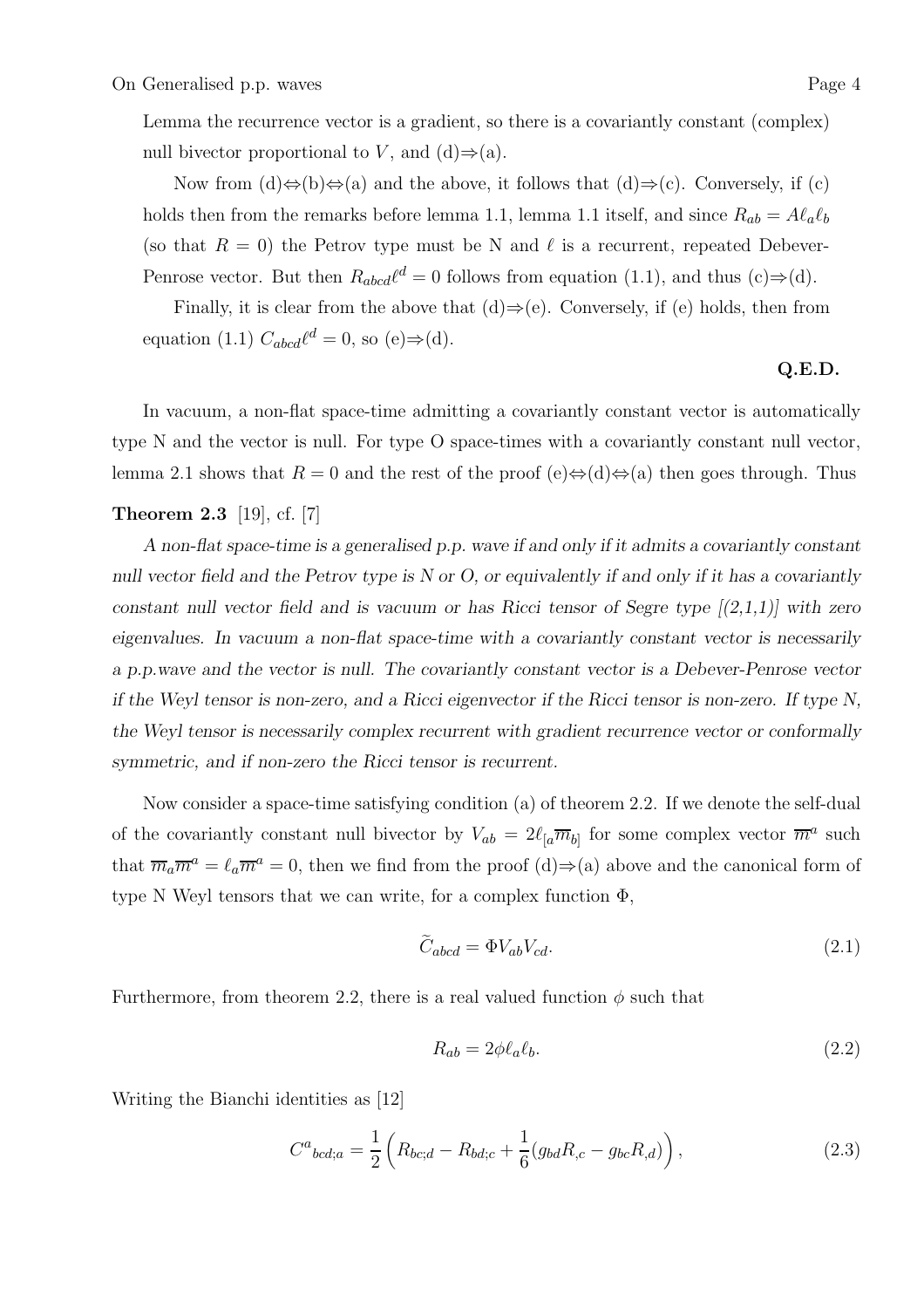Lemma the recurrence vector is a gradient, so there is a covariantly constant (complex) null bivector proportional to $V$, and (d)$\Rightarrow$(a).

Now from (d)$\Leftrightarrow$(b)$\Leftrightarrow$(a) and the above, it follows that (d)$\Rightarrow$(c). Conversely, if (c) holds then from the remarks before lemma 1.1, lemma 1.1 itself, and since $R_{ab} = A\ell_a\ell_b$ (so that $R = 0$) the Petrov type must be N and $\ell$ is a recurrent, repeated Debever-Penrose vector. But then $R_{abcd}\ell^d = 0$ follows from equation (1.1), and thus (c)$\Rightarrow$(d).

Finally, it is clear from the above that (d)$\Rightarrow$(e). Conversely, if (e) holds, then from equation (1.1) $C_{abcd}\ell^d = 0$, so (e)$\Rightarrow$(d).

**Q.E.D.**

In vacuum, a non-flat space-time admitting a covariantly constant vector is automatically type N and the vector is null. For type O space-times with a covariantly constant null vector, lemma 2.1 shows that $R = 0$ and the rest of the proof (e)$\Leftrightarrow$(d)$\Leftrightarrow$(a) then goes through. Thus

**Theorem 2.3** [19], cf. [7]

*A non-flat space-time is a generalised p.p. wave if and only if it admits a covariantly constant null vector field and the Petrov type is N or O, or equivalently if and only if it has a covariantly constant null vector field and is vacuum or has Ricci tensor of Segre type [(2,1,1)] with zero eigenvalues. In vacuum a non-flat space-time with a covariantly constant vector is necessarily a p.p.wave and the vector is null. The covariantly constant vector is a Debever-Penrose vector if the Weyl tensor is non-zero, and a Ricci eigenvector if the Ricci tensor is non-zero. If type N, the Weyl tensor is necessarily complex recurrent with gradient recurrence vector or conformally symmetric, and if non-zero the Ricci tensor is recurrent.*

Now consider a space-time satisfying condition (a) of theorem 2.2. If we denote the self-dual of the covariantly constant null bivector by $V_{ab} = 2\ell_{[a}\overline{m}_{b]}$ for some complex vector $\overline{m}^a$ such that $\overline{m}_a\overline{m}^a = \ell_a\overline{m}^a = 0$, then we find from the proof (d)$\Rightarrow$(a) above and the canonical form of type N Weyl tensors that we can write, for a complex function $\Phi$,

$$\widetilde{C}_{abcd} = \Phi V_{ab}V_{cd}. \tag{2.1}$$

Furthermore, from theorem 2.2, there is a real valued function $\phi$ such that

$$R_{ab} = 2\phi\ell_a\ell_b. \tag{2.2}$$

Writing the Bianchi identities as [12]

$$C^a{}_{bcd;a} = \frac{1}{2}\left(R_{bc;d} - R_{bd;c} + \frac{1}{6}(g_{bd}R_{,c} - g_{bc}R_{,d})\right), \tag{2.3}$$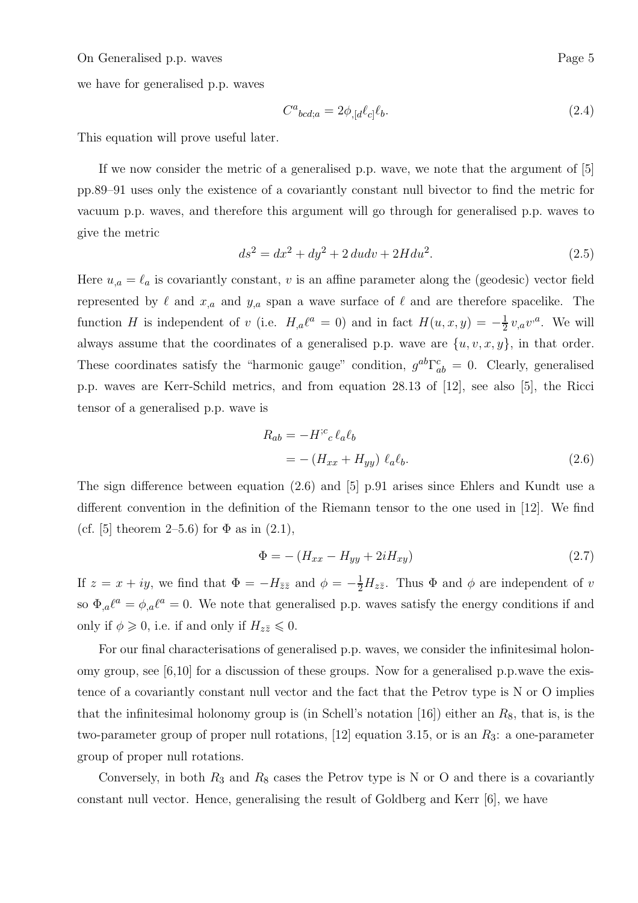we have for generalised p.p. waves

$$C^a{}_{bcd;a} = 2\phi_{,[d}\ell_{c]}\ell_b. \tag{2.4}$$

This equation will prove useful later.

If we now consider the metric of a generalised p.p. wave, we note that the argument of [5] pp.89–91 uses only the existence of a covariantly constant null bivector to find the metric for vacuum p.p. waves, and therefore this argument will go through for generalised p.p. waves to give the metric

$$ds^2 = dx^2 + dy^2 + 2\,du dv + 2H du^2. \tag{2.5}$$

Here $u_{,a} = \ell_a$ is covariantly constant, $v$ is an affine parameter along the (geodesic) vector field represented by $\ell$ and $x_{,a}$ and $y_{,a}$ span a wave surface of $\ell$ and are therefore spacelike. The function $H$ is independent of $v$ (i.e. $H_{,a}\ell^a = 0$) and in fact $H(u, x, y) = -\frac{1}{2}\,v_{,a}v^{;a}$. We will always assume that the coordinates of a generalised p.p. wave are $\{u, v, x, y\}$, in that order. These coordinates satisfy the "harmonic gauge" condition, $g^{ab}\Gamma^c_{ab} = 0$. Clearly, generalised p.p. waves are Kerr-Schild metrics, and from equation 28.13 of [12], see also [5], the Ricci tensor of a generalised p.p. wave is

$$\begin{aligned} R_{ab} &= -H^{;c}{}_c\,\ell_a\ell_b \\ &= -\left(H_{xx} + H_{yy}\right)\,\ell_a\ell_b. \end{aligned} \tag{2.6}$$

The sign difference between equation (2.6) and [5] p.91 arises since Ehlers and Kundt use a different convention in the definition of the Riemann tensor to the one used in [12]. We find (cf. [5] theorem 2–5.6) for $\Phi$ as in (2.1),

$$\Phi = -\left(H_{xx} - H_{yy} + 2iH_{xy}\right) \tag{2.7}$$

If $z = x + iy$, we find that $\Phi = -H_{\bar{z}\bar{z}}$ and $\phi = -\frac{1}{2}H_{z\bar{z}}$. Thus $\Phi$ and $\phi$ are independent of $v$ so $\Phi_{,a}\ell^a = \phi_{,a}\ell^a = 0$. We note that generalised p.p. waves satisfy the energy conditions if and only if $\phi \geqslant 0$, i.e. if and only if $H_{z\bar{z}} \leqslant 0$.

For our final characterisations of generalised p.p. waves, we consider the infinitesimal holonomy group, see [6,10] for a discussion of these groups. Now for a generalised p.p.wave the existence of a covariantly constant null vector and the fact that the Petrov type is N or O implies that the infinitesimal holonomy group is (in Schell's notation [16]) either an $R_8$, that is, is the two-parameter group of proper null rotations, [12] equation 3.15, or is an $R_3$: a one-parameter group of proper null rotations.

Conversely, in both $R_3$ and $R_8$ cases the Petrov type is N or O and there is a covariantly constant null vector. Hence, generalising the result of Goldberg and Kerr [6], we have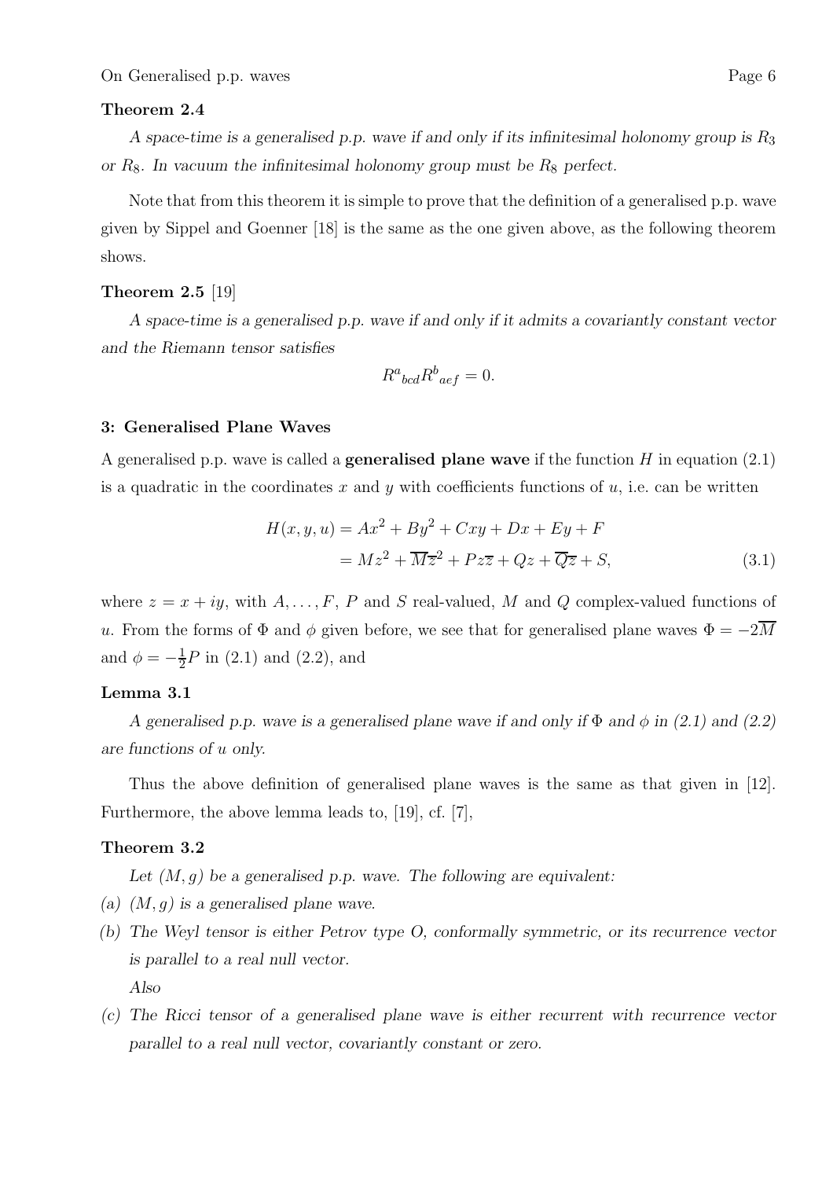**Theorem 2.4**

*A space-time is a generalised p.p. wave if and only if its infinitesimal holonomy group is $R_3$ or $R_8$. In vacuum the infinitesimal holonomy group must be $R_8$ perfect.*

Note that from this theorem it is simple to prove that the definition of a generalised p.p. wave given by Sippel and Goenner [18] is the same as the one given above, as the following theorem shows.

**Theorem 2.5** [19]

*A space-time is a generalised p.p. wave if and only if it admits a covariantly constant vector and the Riemann tensor satisfies*

$$R^a{}_{bcd}R^b{}_{aef} = 0.$$

### 3: Generalised Plane Waves

A generalised p.p. wave is called a **generalised plane wave** if the function $H$ in equation (2.1) is a quadratic in the coordinates $x$ and $y$ with coefficients functions of $u$, i.e. can be written

$$\begin{aligned} H(x, y, u) &= Ax^2 + By^2 + Cxy + Dx + Ey + F \\ &= Mz^2 + \overline{M}\overline{z}^2 + Pz\overline{z} + Qz + \overline{Q}\overline{z} + S, \end{aligned} \tag{3.1}$$

where $z = x + iy$, with $A, \ldots, F$, $P$ and $S$ real-valued, $M$ and $Q$ complex-valued functions of $u$. From the forms of $\Phi$ and $\phi$ given before, we see that for generalised plane waves $\Phi = -2\overline{M}$ and $\phi = -\frac{1}{2}P$ in (2.1) and (2.2), and

**Lemma 3.1**

*A generalised p.p. wave is a generalised plane wave if and only if $\Phi$ and $\phi$ in (2.1) and (2.2) are functions of $u$ only.*

Thus the above definition of generalised plane waves is the same as that given in [12]. Furthermore, the above lemma leads to, [19], cf. [7],

**Theorem 3.2**

*Let $(M, g)$ be a generalised p.p. wave. The following are equivalent:*

*(a) $(M, g)$ is a generalised plane wave.*

*(b) The Weyl tensor is either Petrov type O, conformally symmetric, or its recurrence vector is parallel to a real null vector.*

*Also*

*(c) The Ricci tensor of a generalised plane wave is either recurrent with recurrence vector parallel to a real null vector, covariantly constant or zero.*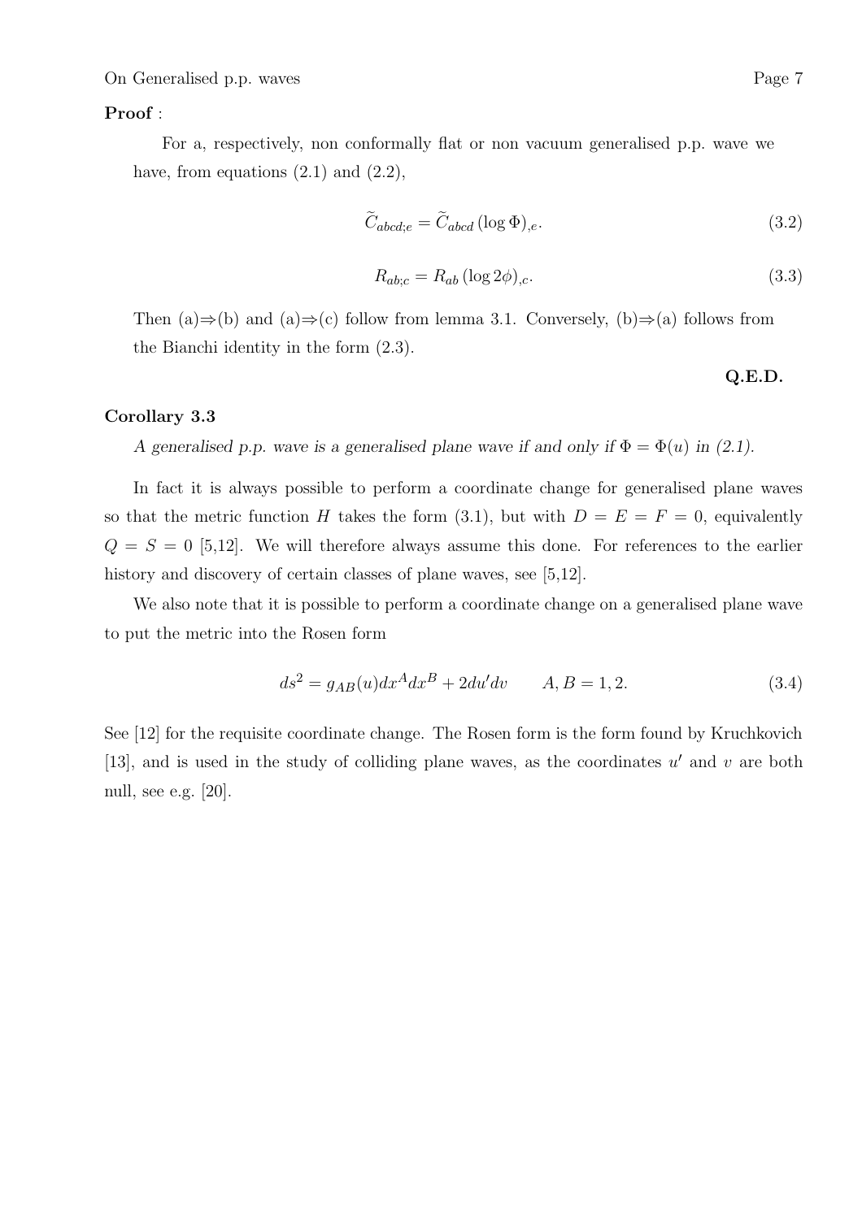**Proof** :

For a, respectively, non conformally flat or non vacuum generalised p.p. wave we have, from equations (2.1) and (2.2),

$$\widetilde{C}_{abcd;e} = \widetilde{C}_{abcd}\,(\log \Phi)_{,e}. \tag{3.2}$$

$$R_{ab;c} = R_{ab}\,(\log 2\phi)_{,c}. \tag{3.3}$$

Then (a)⇒(b) and (a)⇒(c) follow from lemma 3.1. Conversely, (b)⇒(a) follows from the Biianchi identity in the form (2.3).

**Q.E.D.**

**Corollary 3.3**

*A generalised p.p. wave is a generalised plane wave if and only if $\Phi = \Phi(u)$ in (2.1).*

In fact it is always possible to perform a coordinate change for generalised plane waves so that the metric function $H$ takes the form (3.1), but with $D = E = F = 0$, equivalently $Q = S = 0$ [5,12]. We will therefore always assume this done. For references to the earlier history and discovery of certain classes of plane waves, see [5,12].

We also note that it is possible to perform a coordinate change on a generalised plane wave to put the metric into the Rosen form

$$ds^2 = g_{AB}(u)dx^A dx^B + 2du'dv \qquad A, B = 1, 2. \tag{3.4}$$

See [12] for the requisite coordinate change. The Rosen form is the form found by Kruchkovich [13], and is used in the study of colliding plane waves, as the coordinates $u'$ and $v$ are both null, see e.g. [20].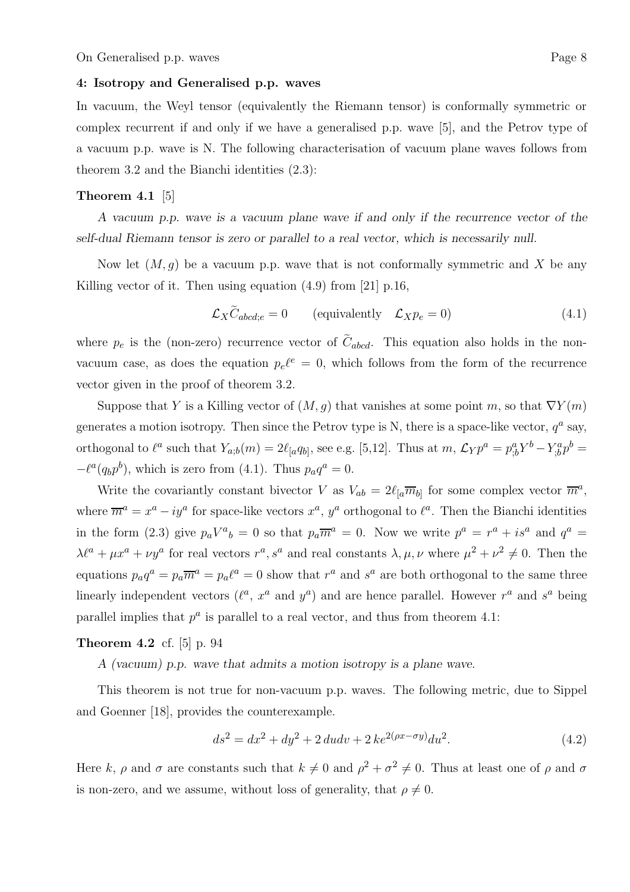### 4: Isotropy and Generalised p.p. waves

In vacuum, the Weyl tensor (equivalently the Riemann tensor) is conformally symmetric or complex recurrent if and only if we have a generalised p.p. wave [5], and the Petrov type of a vacuum p.p. wave is N. The following characterisation of vacuum plane waves follows from theorem 3.2 and the Bianchi identities (2.3):

**Theorem 4.1** [5]

*A vacuum p.p. wave is a vacuum plane wave if and only if the recurrence vector of the self-dual Riemann tensor is zero or parallel to a real vector, which is necessarily null.*

Now let $(M, g)$ be a vacuum p.p. wave that is not conformally symmetric and $X$ be any Killing vector of it. Then using equation (4.9) from [21] p.16,

$$\mathcal{L}_X \widetilde{C}_{abcd;e} = 0 \qquad \text{(equivalently} \quad \mathcal{L}_X p_e = 0) \tag{4.1}$$

where $p_e$ is the (non-zero) recurrence vector of $\widetilde{C}_{abcd}$. This equation also holds in the non-vacuum case, as does the equation $p_e \ell^e = 0$, which follows from the form of the recurrence vector given in the proof of theorem 3.2.

Suppose that $Y$ is a Killing vector of $(M, g)$ that vanishes at some point $m$, so that $\nabla Y(m)$ generates a motion isotropy. Then since the Petrov type is N, there is a space-like vector, $q^a$ say, orthogonal to $\ell^a$ such that $Y_{a;b}(m) = 2\ell_{[a}q_{b]}$, see e.g. [5,12]. Thus at $m$, $\mathcal{L}_Y p^a = p^a_{;b}Y^b - Y^a_{;b}p^b = -\ell^a(q_b p^b)$, which is zero from (4.1). Thus $p_a q^a = 0$.

Write the covariantly constant bivector $V$ as $V_{ab} = 2\ell_{[a}\overline{m}_{b]}$ for some complex vector $\overline{m}^a$, where $\overline{m}^a = x^a - iy^a$ for space-like vectors $x^a$, $y^a$ orthogonal to $\ell^a$. Then the Bianchi identities in the form (2.3) give $p_a V^a{}_b = 0$ so that $p_a \overline{m}^a = 0$. Now we write $p^a = r^a + is^a$ and $q^a = \lambda\ell^a + \mu x^a + \nu y^a$ for real vectors $r^a, s^a$ and real constants $\lambda, \mu, \nu$ where $\mu^2 + \nu^2 \neq 0$. Then the equations $p_a q^a = p_a \overline{m}^a = p_a \ell^a = 0$ show that $r^a$ and $s^a$ are both orthogonal to the same three linearly independent vectors ($\ell^a$, $x^a$ and $y^a$) and are hence parallel. However $r^a$ and $s^a$ being parallel implies that $p^a$ is parallel to a real vector, and thus from theorem 4.1:

**Theorem 4.2** cf. [5] p. 94

*A (vacuum) p.p. wave that admits a motion isotropy is a plane wave.*

This theorem is not true for non-vacuum p.p. waves. The following metric, due to Sippel and Goenner [18], provides the counterexample.

$$ds^2 = dx^2 + dy^2 + 2\,du dv + 2\,ke^{2(\rho x - \sigma y)}du^2. \tag{4.2}$$

Here $k$, $\rho$ and $\sigma$ are constants such that $k \neq 0$ and $\rho^2 + \sigma^2 \neq 0$. Thus at least one of $\rho$ and $\sigma$ is non-zero, and we assume, without loss of generality, that $\rho \neq 0$.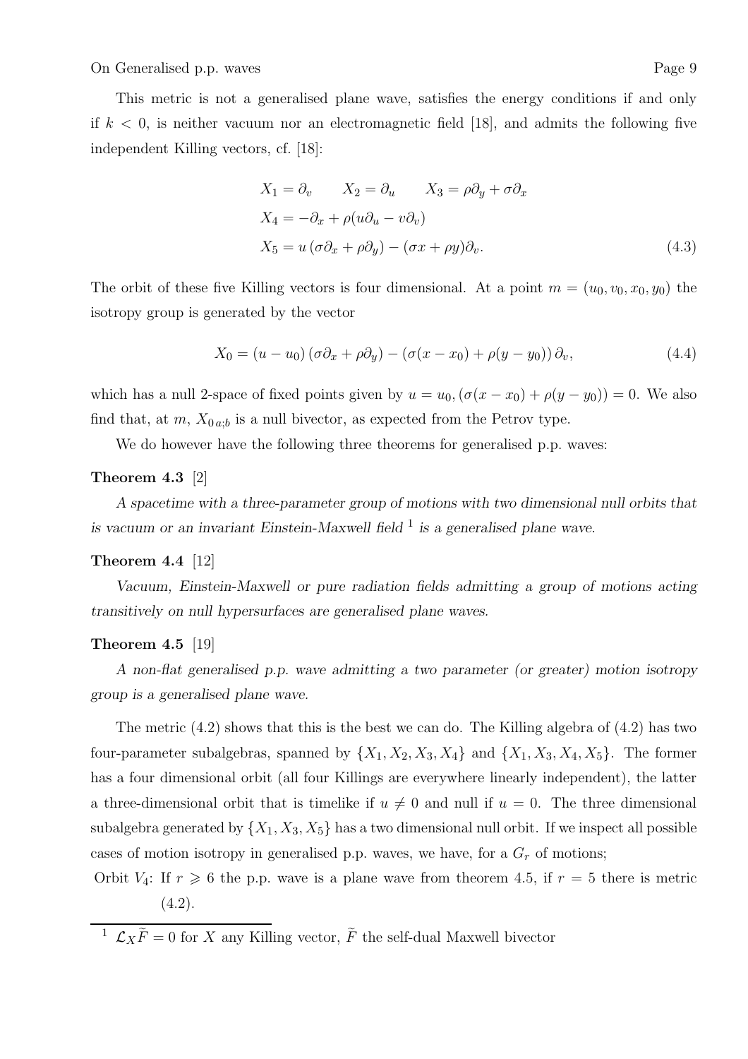This metric is not a generalised plane wave, satisfies the energy conditions if and only if $k < 0$, is neither vacuum nor an electromagnetic field [18], and admits the following five independent Killing vectors, cf. [18]:

$$
\begin{aligned}
&X_1 = \partial_v \qquad X_2 = \partial_u \qquad X_3 = \rho\partial_y + \sigma\partial_x \\
&X_4 = -\partial_x + \rho(u\partial_u - v\partial_v) \\
&X_5 = u\,(\sigma\partial_x + \rho\partial_y) - (\sigma x + \rho y)\partial_v.
\end{aligned}
\tag{4.3}
$$

The orbit of these five Killing vectors is four dimensional. At a point $m = (u_0, v_0, x_0, y_0)$ the isotropy group is generated by the vector

$$
X_0 = (u - u_0)\,(\sigma\partial_x + \rho\partial_y) - (\sigma(x - x_0) + \rho(y - y_0))\,\partial_v,
\tag{4.4}
$$

which has a null 2-space of fixed points given by $u = u_0, (\sigma(x - x_0) + \rho(y - y_0)) = 0$. We also find that, at $m$, $X_{0\,a;b}$ is a null bivector, as expected from the Petrov type.

We do however have the following three theorems for generalised p.p. waves:

**Theorem 4.3** [2]

*A spacetime with a three-parameter group of motions with two dimensional null orbits that is vacuum or an invariant Einstein-Maxwell field* [1] *is a generalised plane wave.*

**Theorem 4.4** [12]

*Vacuum, Einstein-Maxwell or pure radiation fields admitting a group of motions acting transitively on null hypersurfaces are generalised plane waves.*

**Theorem 4.5** [19]

*A non-flat generalised p.p. wave admitting a two parameter (or greater) motion isotropy group is a generalised plane wave.*

The metric (4.2) shows that this is the best we can do. The Killing algebra of (4.2) has two four-parameter subalgebras, spanned by $\{X_1, X_2, X_3, X_4\}$ and $\{X_1, X_3, X_4, X_5\}$. The former has a four dimensional orbit (all four Killings are everywhere linearly independent), the latter a three-dimensional orbit that is timelike if $u \neq 0$ and null if $u = 0$. The three dimensional subalgebra generated by $\{X_1, X_3, X_5\}$ has a two dimensional null orbit. If we inspect all possible cases of motion isotropy in generalised p.p. waves, we have, for a $G_r$ of motions;

Orbit $V_4$: If $r \geqslant 6$ the p.p. wave is a plane wave from theorem 4.5, if $r = 5$ there is metric (4.2).

[1] $\mathcal{L}_X \widetilde{F} = 0$ for $X$ any Killing vector, $\widetilde{F}$ the self-dual Maxwell bivector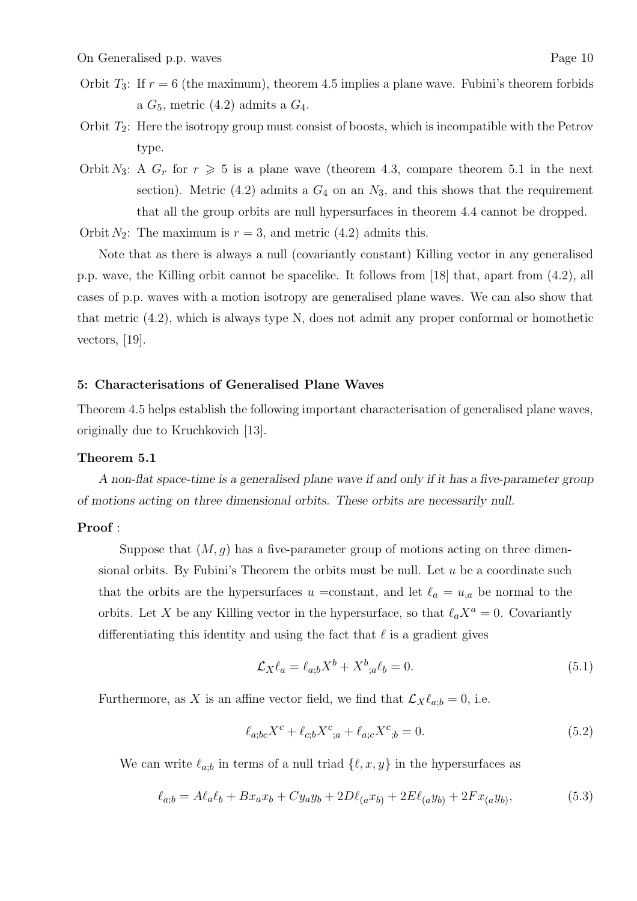Orbit $T_3$: If $r = 6$ (the maximum), theorem 4.5 implies a plane wave. Fubini's theorem forbids a $G_5$, metric (4.2) admits a $G_4$.

Orbit $T_2$: Here the isotropy group must consist of boosts, which is incompatible with the Petrov type.

Orbit $N_3$: A $G_r$ for $r \geqslant 5$ is a plane wave (theorem 4.3, compare theorem 5.1 in the next section). Metric (4.2) admits a $G_4$ on an $N_3$, and this shows that the requirement that all the group orbits are null hypersurfaces in theorem 4.4 cannot be dropped.

Orbit $N_2$: The maximum is $r = 3$, and metric (4.2) admits this.

Note that as there is always a null (covariantly constant) Killing vector in any generalised p.p. wave, the Killing orbit cannot be spacelike. It follows from [18] that, apart from (4.2), all cases of p.p. waves with a motion isotropy are generalised plane waves. We can also show that that metric (4.2), which is always type N, does not admit any proper conformal or homothetic vectors, [19].

## 5: Characterisations of Generalised Plane Waves

Theorem 4.5 helps establish the following important characterisation of generalised plane waves, originally due to Kruchkovich [13].

### Theorem 5.1

*A non-flat space-time is a generalised plane wave if and only if it has a five-parameter group of motions acting on three dimensional orbits. These orbits are necessarily null.*

**Proof** :

Suppose that $(M, g)$ has a five-parameter group of motions acting on three dimensional orbits. By Fubini's Theorem the orbits must be null. Let $u$ be a coordinate such that the orbits are the hypersurfaces $u =$constant, and let $\ell_a = u_{,a}$ be normal to the orbits. Let $X$ be any Killing vector in the hypersurface, so that $\ell_a X^a = 0$. Covariantly differentiating this identity and using the fact that $\ell$ is a gradient gives

$$\mathcal{L}_X \ell_a = \ell_{a;b} X^b + X^b{}_{;a} \ell_b = 0. \tag{5.1}$$

Furthermore, as $X$ is an affine vector field, we find that $\mathcal{L}_X \ell_{a;b} = 0$, i.e.

$$\ell_{a;bc} X^c + \ell_{c;b} X^c{}_{;a} + \ell_{a;c} X^c{}_{;b} = 0. \tag{5.2}$$

We can write $\ell_{a;b}$ in terms of a null triad $\{\ell, x, y\}$ in the hypersurfaces as

$$\ell_{a;b} = A\ell_a \ell_b + Bx_a x_b + Cy_a y_b + 2D\ell_{(a} x_{b)} + 2E\ell_{(a} y_{b)} + 2Fx_{(a} y_{b)}, \tag{5.3}$$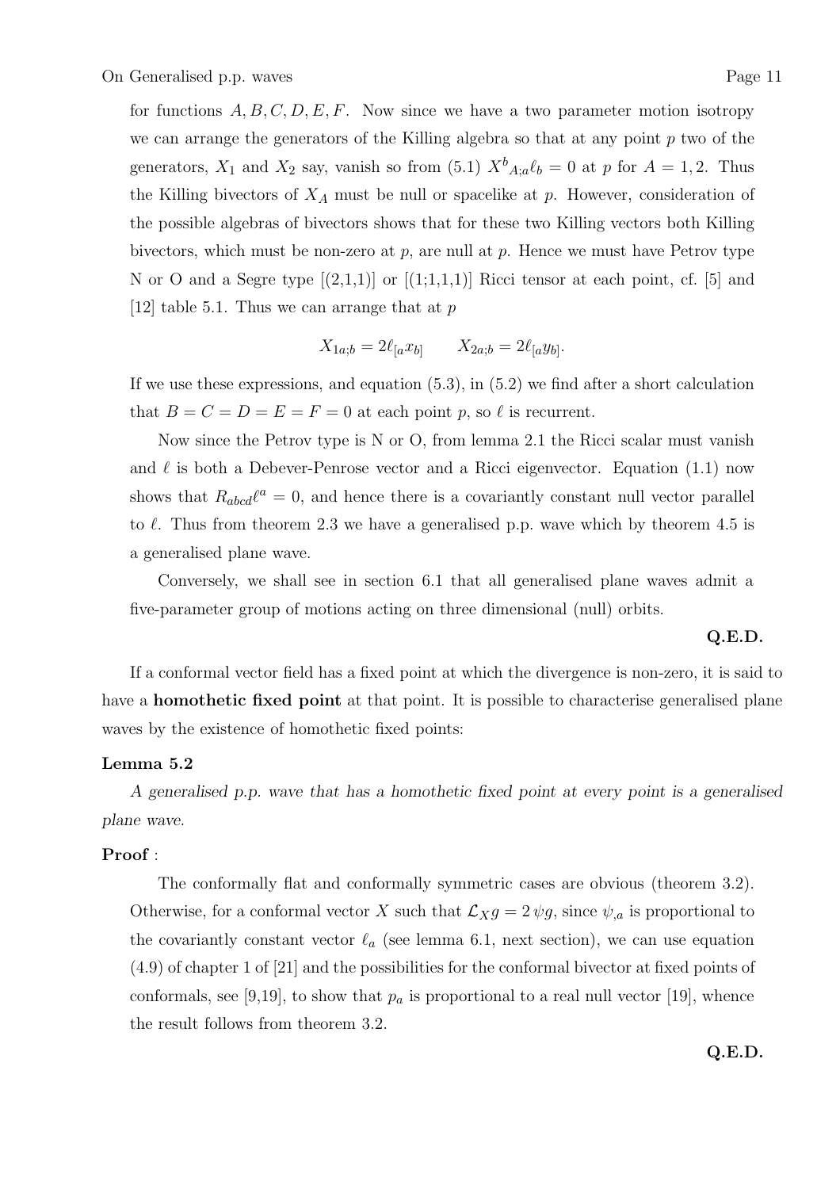for functions $A, B, C, D, E, F$. Now since we have a two parameter motion isotropy we can arrange the generators of the Killing algebra so that at any point $p$ two of the generators, $X_1$ and $X_2$ say, vanish so from (5.1) $X^b{}_{A;a}\ell_b = 0$ at $p$ for $A = 1, 2$. Thus the Killing bivectors of $X_A$ must be null or spacelike at $p$. However, consideration of the possible algebras of bivectors shows that for these two Killing vectors both Killing bivectors, which must be non-zero at $p$, are null at $p$. Hence we must have Petrov type N or O and a Segre type [(2,1,1)] or [(1;1,1,1)] Ricci tensor at each point, cf. [5] and [12] table 5.1. Thus we can arrange that at $p$

$$X_{1a;b} = 2\ell_{[a}x_{b]} \qquad X_{2a;b} = 2\ell_{[a}y_{b]}.$$

If we use these expressions, and equation (5.3), in (5.2) we find after a short calculation that $B = C = D = E = F = 0$ at each point $p$, so $\ell$ is recurrent.

Now since the Petrov type is N or O, from lemma 2.1 the Ricci scalar must vanish and $\ell$ is both a Debever-Penrose vector and a Ricci eigenvector. Equation (1.1) now shows that $R_{abcd}\ell^a = 0$, and hence there is a covariantly constant null vector parallel to $\ell$. Thus from theorem 2.3 we have a generalised p.p. wave which by theorem 4.5 is a generalised plane wave.

Conversely, we shall see in section 6.1 that all generalised plane waves admit a five-parameter group of motions acting on three dimensional (null) orbits.

**Q.E.D.**

If a conformal vector field has a fixed point at which the divergence is non-zero, it is said to have a **homothetic fixed point** at that point. It is possible to characterise generalised plane waves by the existence of homothetic fixed points:

**Lemma 5.2**

*A generalised p.p. wave that has a homothetic fixed point at every point is a generalised plane wave.*

**Proof** :

The conformally flat and conformally symmetric cases are obvious (theorem 3.2). Otherwise, for a conformal vector $X$ such that $\mathcal{L}_X g = 2\,\psi g$, since $\psi_{,a}$ is proportional to the covariantly constant vector $\ell_a$ (see lemma 6.1, next section), we can use equation (4.9) of chapter 1 of [21] and the possibilities for the conformal bivector at fixed points of conformals, see [9,19], to show that $p_a$ is proportional to a real null vector [19], whence the result follows from theorem 3.2.

**Q.E.D.**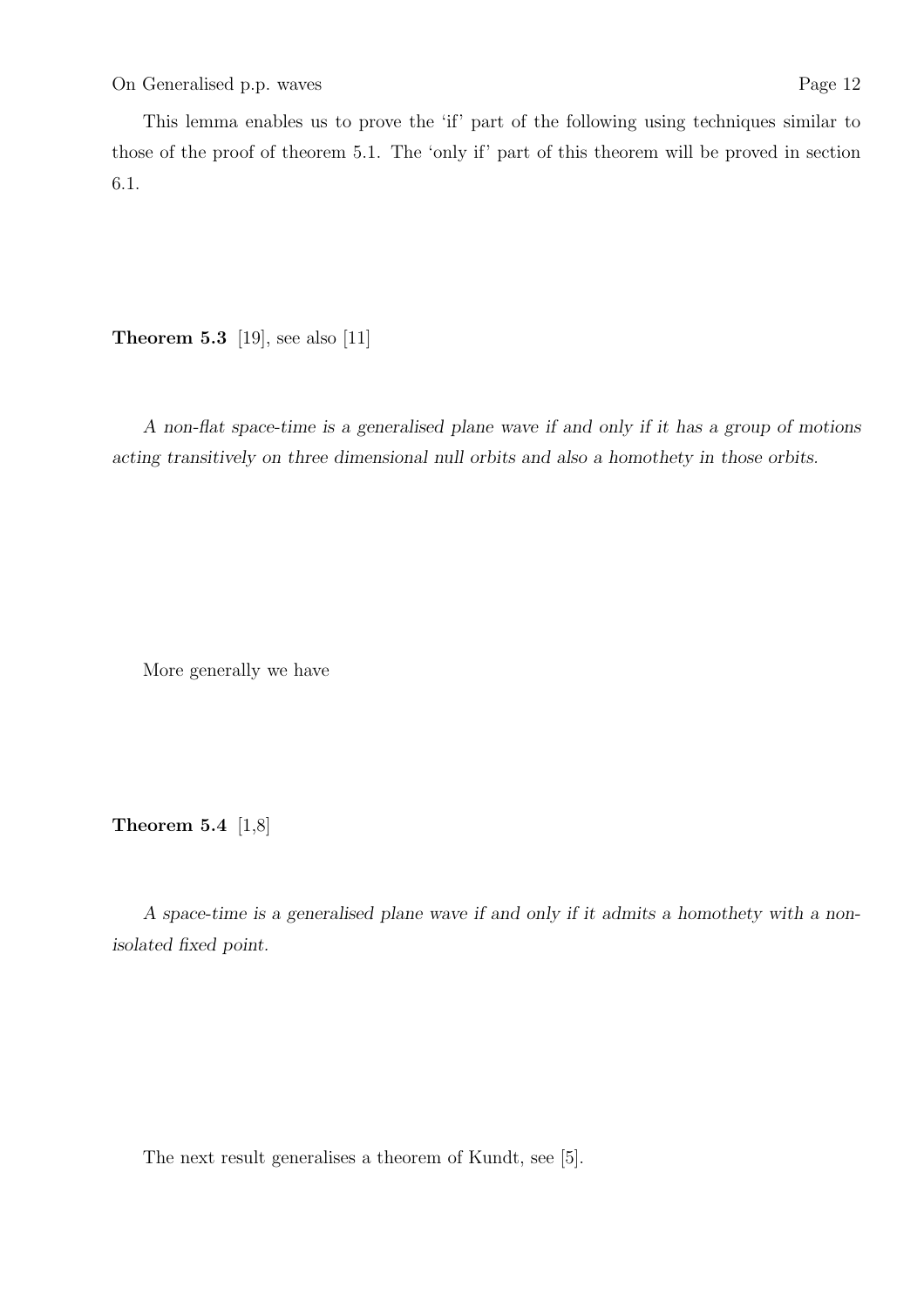This lemma enables us to prove the 'if' part of the following using techniques similar to those of the proof of theorem 5.1. The 'only if' part of this theorem will be proved in section 6.1.

**Theorem 5.3** [19], see also [11]

*A non-flat space-time is a generalised plane wave if and only if it has a group of motions acting transitively on three dimensional null orbits and also a homothety in those orbits.*

More generally we have

**Theorem 5.4** [1,8]

*A space-time is a generalised plane wave if and only if it admits a homothety with a non-isolated fixed point.*

The next result generalises a theorem of Kundt, see [5].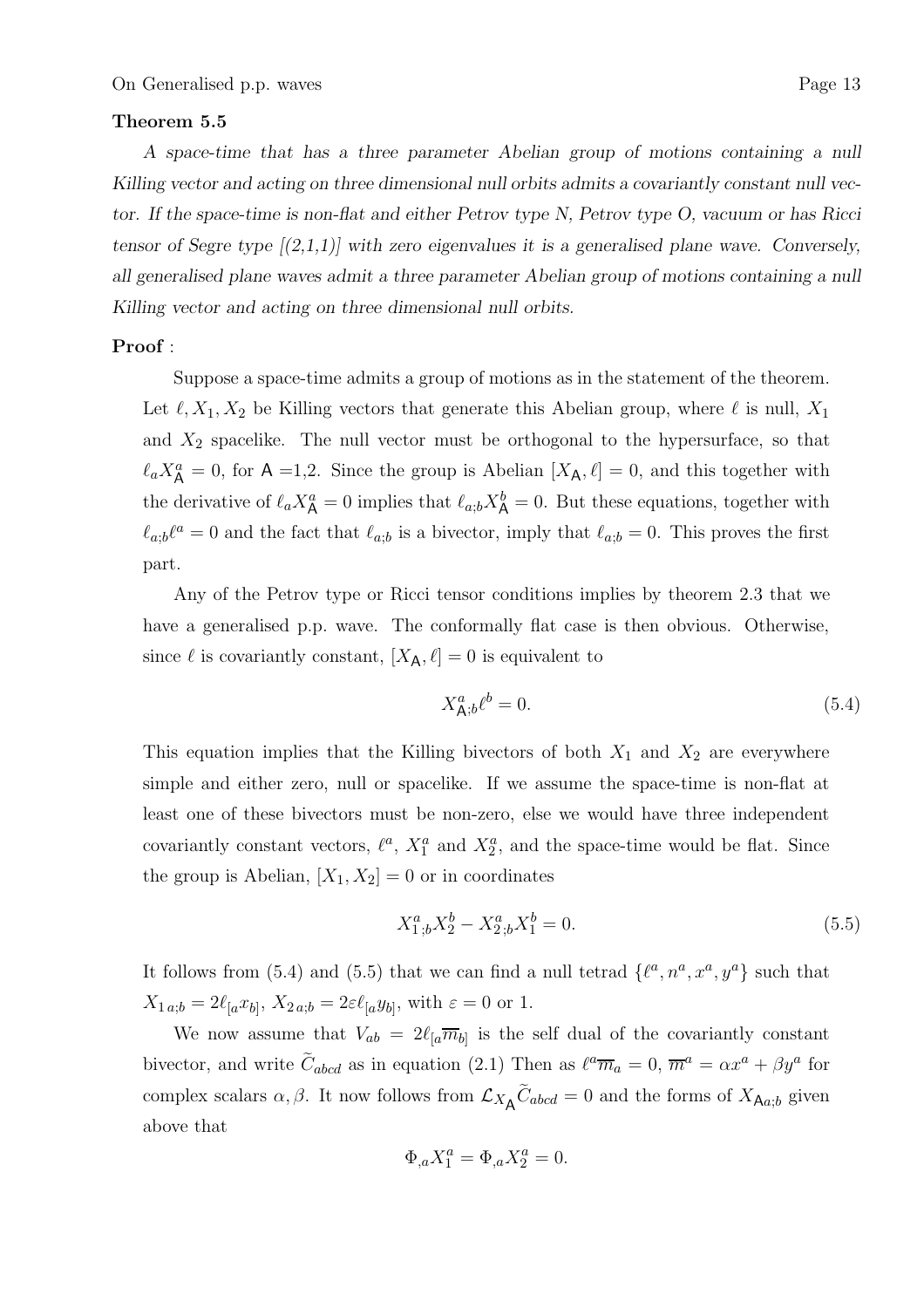**Theorem 5.5**

*A space-time that has a three parameter Abelian group of motions containing a null Killing vector and acting on three dimensional null orbits admits a covariantly constant null vector. If the space-time is non-flat and either Petrov type N, Petrov type O, vacuum or has Ricci tensor of Segre type [(2,1,1)] with zero eigenvalues it is a generalised plane wave. Conversely, all generalised plane waves admit a three parameter Abelian group of motions containing a null Killing vector and acting on three dimensional null orbits.*

**Proof** :

Suppose a space-time admits a group of motions as in the statement of the theorem. Let $\ell, X_1, X_2$ be Killing vectors that generate this Abelian group, where $\ell$ is null, $X_1$ and $X_2$ spacelike. The null vector must be orthogonal to the hypersurface, so that $\ell_a X^a_{\mathsf{A}} = 0$, for $\mathsf{A}$ =1,2. Since the group is Abelian $[X_{\mathsf{A}}, \ell] = 0$, and this together with the derivative of $\ell_a X^a_{\mathsf{A}} = 0$ implies that $\ell_{a;b} X^b_{\mathsf{A}} = 0$. But these equations, together with $\ell_{a;b}\ell^a = 0$ and the fact that $\ell_{a;b}$ is a bivector, imply that $\ell_{a;b} = 0$. This proves the first part.

Any of the Petrov type or Ricci tensor conditions implies by theorem 2.3 that we have a generalised p.p. wave. The conformally flat case is then obvious. Otherwise, since $\ell$ is covariantly constant, $[X_{\mathsf{A}}, \ell] = 0$ is equivalent to

$$X^a_{\mathsf{A};b}\ell^b = 0. \tag{5.4}$$

This equation implies that the Killing bivectors of both $X_1$ and $X_2$ are everywhere simple and either zero, null or spacelike. If we assume the space-time is non-flat at least one of these bivectors must be non-zero, else we would have three independent covariantly constant vectors, $\ell^a$, $X^a_1$ and $X^a_2$, and the space-time would be flat. Since the group is Abelian, $[X_1, X_2] = 0$ or in coordinates

$$X^a_{1;b}X^b_2 - X^a_{2;b}X^b_1 = 0. \tag{5.5}$$

It follows from (5.4) and (5.5) that we can find a null tetrad $\{\ell^a, n^a, x^a, y^a\}$ such that $X_{1\,a;b} = 2\ell_{[a}x_{b]}$, $X_{2\,a;b} = 2\varepsilon\ell_{[a}y_{b]}$, with $\varepsilon = 0$ or 1.

We now assume that $V_{ab} = 2\ell_{[a}\overline{m}_{b]}$ is the self dual of the covariantly constant bivector, and write $\widetilde{C}_{abcd}$ as in equation (2.1) Then as $\ell^a\overline{m}_a = 0$, $\overline{m}^a = \alpha x^a + \beta y^a$ for complex scalars $\alpha, \beta$. It now follows from $\mathcal{L}_{X_{\mathsf{A}}}\widetilde{C}_{abcd} = 0$ and the forms of $X_{\mathsf{A}a;b}$ given above that

$$\Phi_{,a}X^a_1 = \Phi_{,a}X^a_2 = 0.$$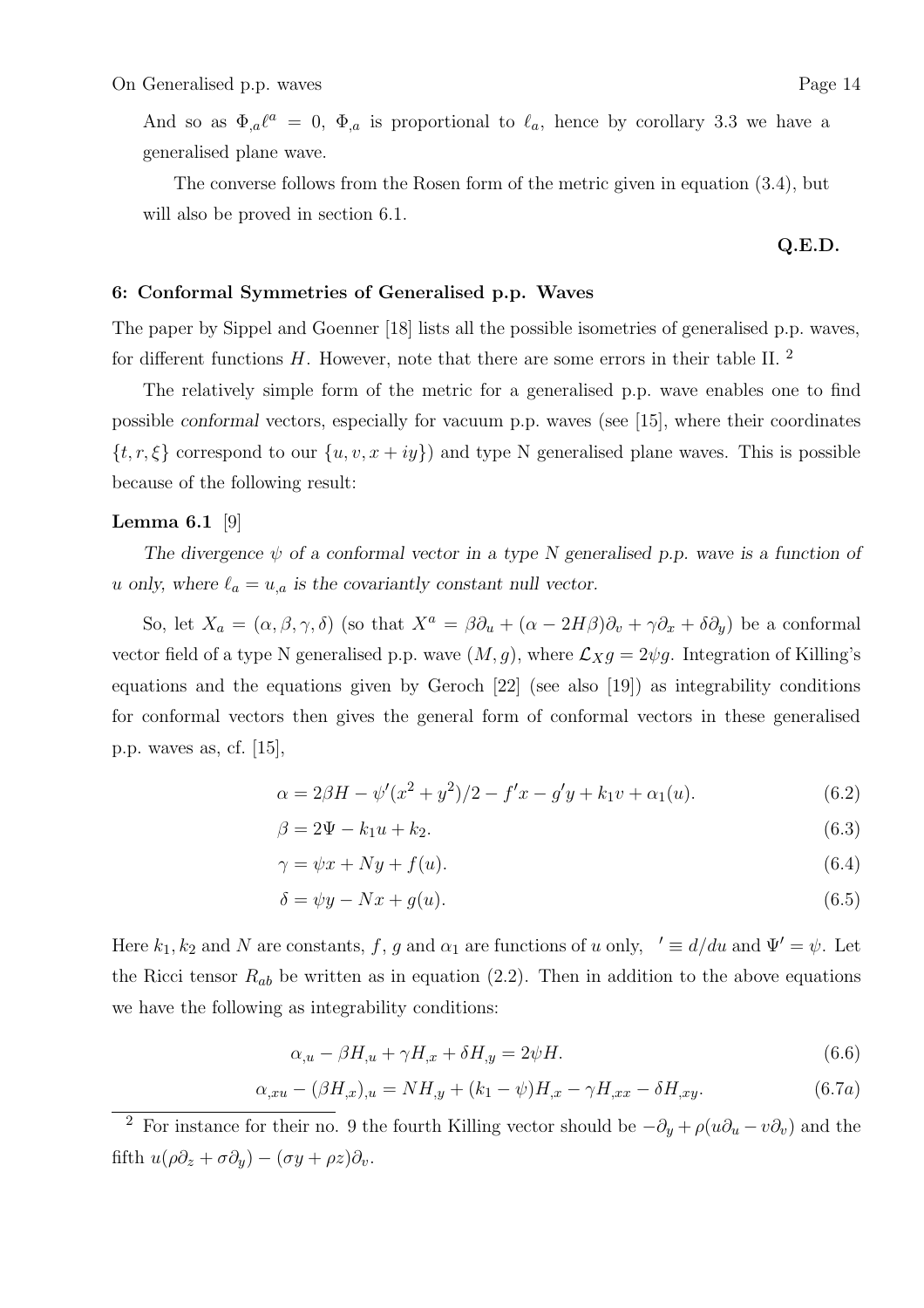And so as $\Phi_{,a}\ell^a = 0$, $\Phi_{,a}$ is proportional to $\ell_a$, hence by corollary 3.3 we have a generalised plane wave.

The converse follows from the Rosen form of the metric given in equation (3.4), but will also be proved in section 6.1.

**Q.E.D.**

## 6: Conformal Symmetries of Generalised p.p. Waves

The paper by Sippel and Goenner [18] lists all the possible isometries of generalised p.p. waves, for different functions $H$. However, note that there are some errors in their table II. [2]

The relatively simple form of the metric for a generalised p.p. wave enables one to find possible *conformal* vectors, especially for vacuum p.p. waves (see [15], where their coordinates $\{t, r, \xi\}$ correspond to our $\{u, v, x + iy\}$) and type N generalised plane waves. This is possible because of the following result:

**Lemma 6.1** [9]

*The divergence $\psi$ of a conformal vector in a type N generalised p.p. wave is a function of $u$ only, where $\ell_a = u_{,a}$ is the covariantly constant null vector.*

So, let $X_a = (\alpha, \beta, \gamma, \delta)$ (so that $X^a = \beta\partial_u + (\alpha - 2H\beta)\partial_v + \gamma\partial_x + \delta\partial_y$) be a conformal vector field of a type N generalised p.p. wave $(M, g)$, where $\mathcal{L}_X g = 2\psi g$. Integration of Killing's equations and the equations given by Geroch [22] (see also [19]) as integrability conditions for conformal vectors then gives the general form of conformal vectors in these generalised p.p. waves as, cf. [15],

$$\alpha = 2\beta H - \psi'(x^2 + y^2)/2 - f'x - g'y + k_1 v + \alpha_1(u). \tag{6.2}$$

$$\beta = 2\Psi - k_1 u + k_2. \tag{6.3}$$

$$\gamma = \psi x + Ny + f(u). \tag{6.4}$$

$$\delta = \psi y - Nx + g(u). \tag{6.5}$$

Here $k_1, k_2$ and $N$ are constants, $f$, $g$ and $\alpha_1$ are functions of $u$ only, $\ ' \equiv d/du$ and $\Psi' = \psi$. Let the Ricci tensor $R_{ab}$ be written as in equation (2.2). Then in addition to the above equations we have the following as integrability conditions:

$$\alpha_{,u} - \beta H_{,u} + \gamma H_{,x} + \delta H_{,y} = 2\psi H. \tag{6.6}$$

$$\alpha_{,xu} - (\beta H_{,x})_{,u} = NH_{,y} + (k_1 - \psi)H_{,x} - \gamma H_{,xx} - \delta H_{,xy}. \tag{6.7a}$$

---

[2] For instance for their no. 9 the fourth Killing vector should be $-\partial_y + \rho(u\partial_u - v\partial_v)$ and the fifth $u(\rho\partial_z + \sigma\partial_y) - (\sigma y + \rho z)\partial_v$.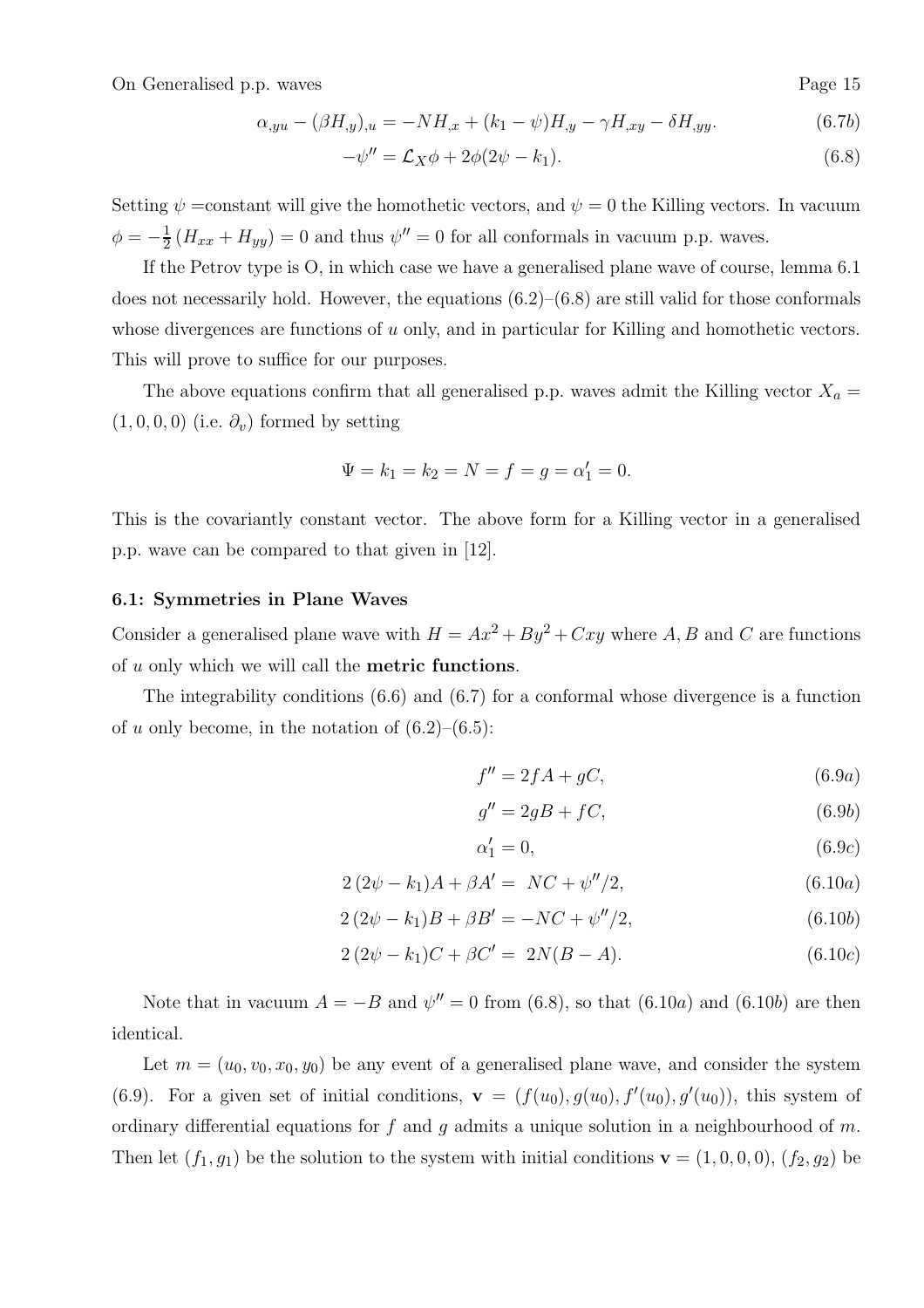$$\alpha_{,yu} - (\beta H_{,y})_{,u} = -NH_{,x} + (k_1 - \psi)H_{,y} - \gamma H_{,xy} - \delta H_{,yy}. \tag{6.7b}$$

$$-\psi'' = \mathcal{L}_X \phi + 2\phi(2\psi - k_1). \tag{6.8}$$

Setting $\psi$ =constant will give the homothetic vectors, and $\psi = 0$ the Killing vectors. In vacuum $\phi = -\frac{1}{2}(H_{xx} + H_{yy}) = 0$ and thus $\psi'' = 0$ for all conformals in vacuum p.p. waves.

If the Petrov type is O, in which case we have a generalised plane wave of course, lemma 6.1 does not necessarily hold. However, the equations (6.2)–(6.8) are still valid for those conformals whose divergences are functions of $u$ only, and in particular for Killing and homothetic vectors. This will prove to suffice for our purposes.

The above equations confirm that all generalised p.p. waves admit the Killing vector $X_a = (1, 0, 0, 0)$ (i.e. $\partial_v$) formed by setting

$$\Psi = k_1 = k_2 = N = f = g = \alpha_1' = 0.$$

This is the covariantly constant vector. The above form for a Killing vector in a generalised p.p. wave can be compared to that given in [12].

### 6.1: Symmetries in Plane Waves

Consider a generalised plane wave with $H = Ax^2 + By^2 + Cxy$ where $A, B$ and $C$ are functions of $u$ only which we will call the **metric functions**.

The integrability conditions (6.6) and (6.7) for a conformal whose divergence is a function of $u$ only become, in the notation of (6.2)–(6.5):

$$f'' = 2fA + gC, \tag{6.9a}$$

$$g'' = 2gB + fC, \tag{6.9b}$$

$$\alpha_1' = 0, \tag{6.9c}$$

$$2\,(2\psi - k_1)A + \beta A' = \ NC + \psi''/2, \tag{6.10a}$$

$$2\,(2\psi - k_1)B + \beta B' = -NC + \psi''/2, \tag{6.10b}$$

$$2\,(2\psi - k_1)C + \beta C' = \ 2N(B - A). \tag{6.10c}$$

Note that in vacuum $A = -B$ and $\psi'' = 0$ from (6.8), so that (6.10$a$) and (6.10$b$) are then identical.

Let $m = (u_0, v_0, x_0, y_0)$ be any event of a generalised plane wave, and consider the system (6.9). For a given set of initial conditions, $\mathbf{v} = (f(u_0), g(u_0), f'(u_0), g'(u_0))$, this system of ordinary differential equations for $f$ and $g$ admits a unique solution in a neighbourhood of $m$. Then let $(f_1, g_1)$ be the solution to the system with initial conditions $\mathbf{v} = (1, 0, 0, 0)$, $(f_2, g_2)$ be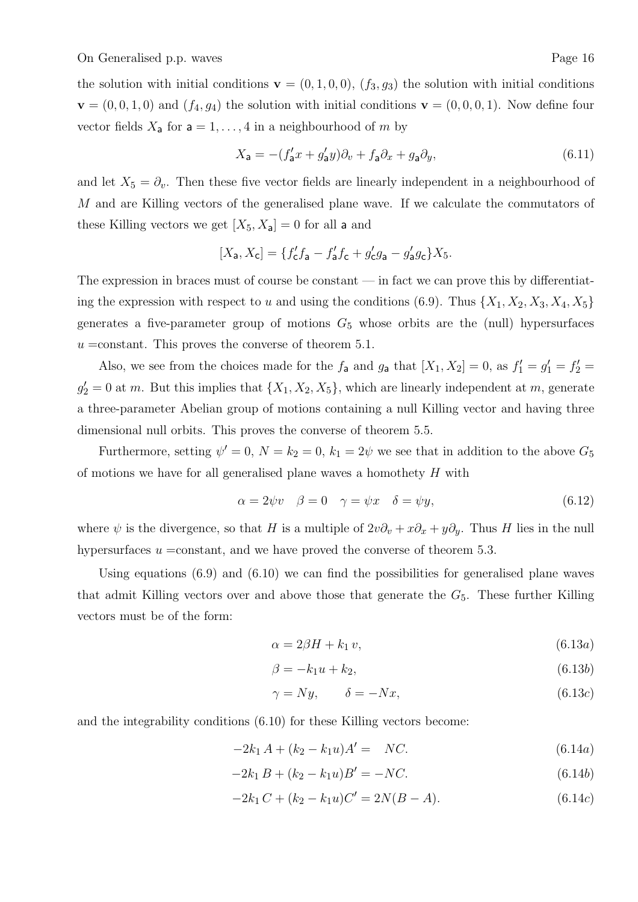the solution with initial conditions $\mathbf{v} = (0,1,0,0)$, $(f_3, g_3)$ the solution with initial conditions $\mathbf{v} = (0,0,1,0)$ and $(f_4, g_4)$ the solution with initial conditions $\mathbf{v} = (0,0,0,1)$. Now define four vector fields $X_{\mathsf{a}}$ for $\mathsf{a} = 1, \ldots, 4$ in a neighbourhood of $m$ by

$$X_{\mathsf{a}} = -(f'_{\mathsf{a}} x + g'_{\mathsf{a}} y)\partial_v + f_{\mathsf{a}}\partial_x + g_{\mathsf{a}}\partial_y, \tag{6.11}$$

and let $X_5 = \partial_v$. Then these five vector fields are linearly independent in a neighbourhood of $M$ and are Killing vectors of the generalised plane wave. If we calculate the commutators of these Killing vectors we get $[X_5, X_{\mathsf{a}}] = 0$ for all $\mathsf{a}$ and

$$[X_{\mathsf{a}}, X_{\mathsf{c}}] = \{f'_{\mathsf{c}} f_{\mathsf{a}} - f'_{\mathsf{a}} f_{\mathsf{c}} + g'_{\mathsf{c}} g_{\mathsf{a}} - g'_{\mathsf{a}} g_{\mathsf{c}}\} X_5.$$

The expression in braces must of course be constant — in fact we can prove this by differentiating the expression with respect to $u$ and using the conditions (6.9). Thus $\{X_1, X_2, X_3, X_4, X_5\}$ generates a five-parameter group of motions $G_5$ whose orbits are the (null) hypersurfaces $u =$constant. This proves the converse of theorem 5.1.

Also, we see from the choices made for the $f_{\mathsf{a}}$ and $g_{\mathsf{a}}$ that $[X_1, X_2] = 0$, as $f'_1 = g'_1 = f'_2 = g'_2 = 0$ at $m$. But this implies that $\{X_1, X_2, X_5\}$, which are linearly independent at $m$, generate a three-parameter Abelian group of motions containing a null Killing vector and having three dimensional null orbits. This proves the converse of theorem 5.5.

Furthermore, setting $\psi' = 0$, $N = k_2 = 0$, $k_1 = 2\psi$ we see that in addition to the above $G_5$ of motions we have for all generalised plane waves a homothety $H$ with

$$\alpha = 2\psi v \quad \beta = 0 \quad \gamma = \psi x \quad \delta = \psi y, \tag{6.12}$$

where $\psi$ is the divergence, so that $H$ is a multiple of $2v\partial_v + x\partial_x + y\partial_y$. Thus $H$ lies in the null hypersurfaces $u =$constant, and we have proved the converse of theorem 5.3.

Using equations (6.9) and (6.10) we can find the possibilities for generalised plane waves that admit Killing vectors over and above those that generate the $G_5$. These further Killing vectors must be of the form:

$$\alpha = 2\beta H + k_1 v, \tag{6.13a}$$

$$\beta = -k_1 u + k_2, \tag{6.13b}$$

$$\gamma = Ny, \qquad \delta = -Nx, \tag{6.13c}$$

and the integrability conditions (6.10) for these Killing vectors become:

$$-2k_1 A + (k_2 - k_1 u)A' = \quad NC. \tag{6.14a}$$

$$-2k_1 B + (k_2 - k_1 u)B' = -NC. \tag{6.14b}$$

$$-2k_1 C + (k_2 - k_1 u)C' = 2N(B - A). \tag{6.14c}$$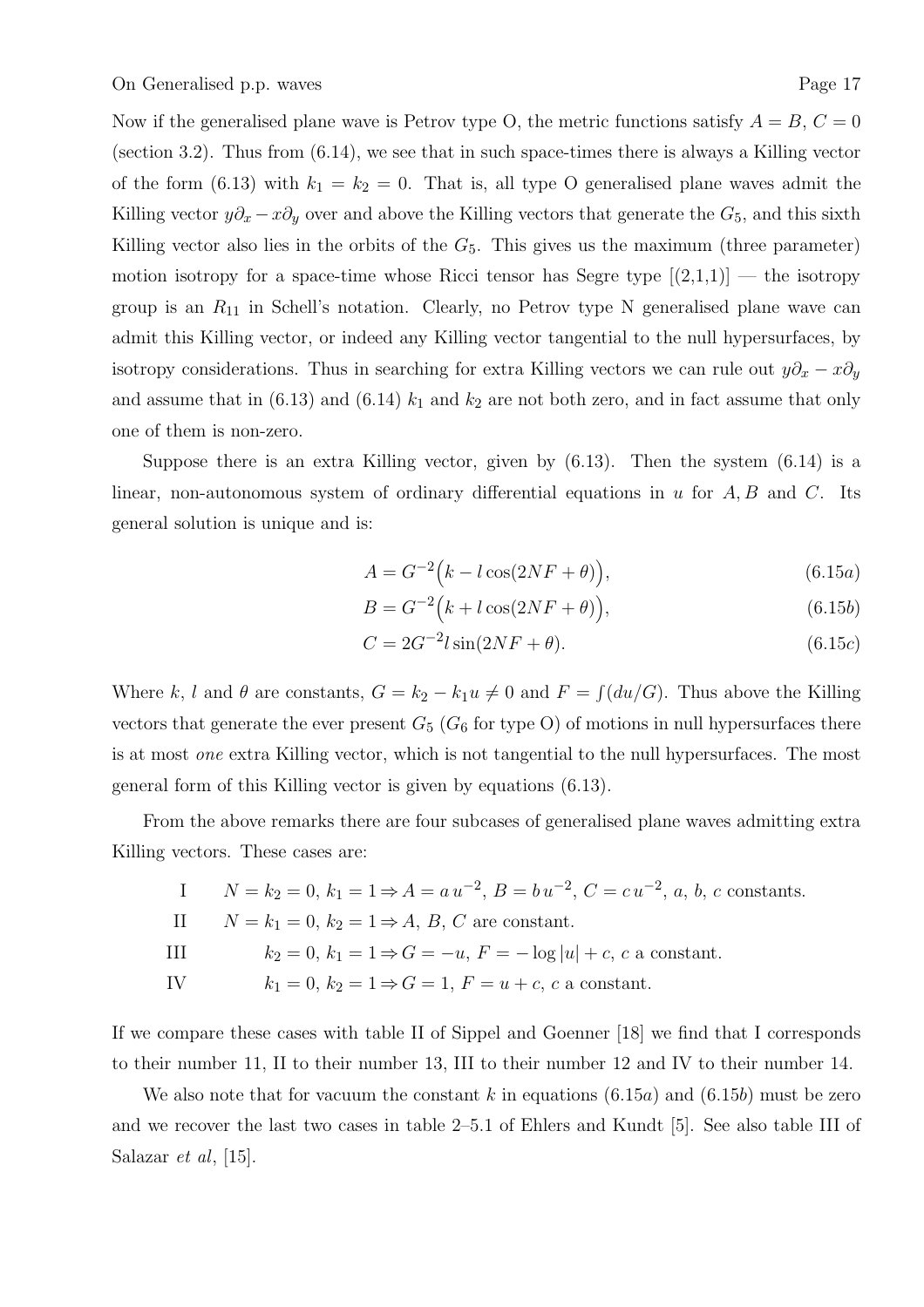Now if the generalised plane wave is Petrov type O, the metric functions satisfy $A = B$, $C = 0$ (section 3.2). Thus from (6.14), we see that in such space-times there is always a Killing vector of the form (6.13) with $k_1 = k_2 = 0$. That is, all type O generalised plane waves admit the Killing vector $y\partial_x - x\partial_y$ over and above the Killing vectors that generate the $G_5$, and this sixth Killing vector also lies in the orbits of the $G_5$. This gives us the maximum (three parameter) motion isotropy for a space-time whose Ricci tensor has Segre type [(2,1,1)] — the isotropy group is an $R_{11}$ in Schell's notation. Clearly, no Petrov type N generalised plane wave can admit this Killing vector, or indeed any Killing vector tangential to the null hypersurfaces, by isotropy considerations. Thus in searching for extra Killing vectors we can rule out $y\partial_x - x\partial_y$ and assume that in (6.13) and (6.14) $k_1$ and $k_2$ are not both zero, and in fact assume that only one of them is non-zero.

Suppose there is an extra Killing vector, given by (6.13). Then the system (6.14) is a linear, non-autonomous system of ordinary differential equations in $u$ for $A, B$ and $C$. Its general solution is unique and is:

$$A = G^{-2}\big(k - l\cos(2NF + \theta)\big), \tag{6.15a}$$

$$B = G^{-2}\big(k + l\cos(2NF + \theta)\big), \tag{6.15b}$$

$$C = 2G^{-2} l \sin(2NF + \theta). \tag{6.15c}$$

Where $k$, $l$ and $\theta$ are constants, $G = k_2 - k_1 u \neq 0$ and $F = \int(du/G)$. Thus above the Killing vectors that generate the ever present $G_5$ ($G_6$ for type O) of motions in null hypersurfaces there is at most *one* extra Killing vector, which is not tangential to the null hypersurfaces. The most general form of this Killing vector is given by equations (6.13).

From the above remarks there are four subcases of generalised plane waves admitting extra Killing vectors. These cases are:

- I $\quad N = k_2 = 0$, $k_1 = 1 \Rightarrow A = a\,u^{-2}$, $B = b\,u^{-2}$, $C = c\,u^{-2}$, $a$, $b$, $c$ constants.
- II $\quad N = k_1 = 0$, $k_2 = 1 \Rightarrow A$, $B$, $C$ are constant.
- III $\quad k_2 = 0$, $k_1 = 1 \Rightarrow G = -u$, $F = -\log|u| + c$, $c$ a constant.
- IV $\quad k_1 = 0$, $k_2 = 1 \Rightarrow G = 1$, $F = u + c$, $c$ a constant.

If we compare these cases with table II of Sippel and Goenner [18] we find that I corresponds to their number 11, II to their number 13, III to their number 12 and IV to their number 14.

We also note that for vacuum the constant $k$ in equations (6.15$a$) and (6.15$b$) must be zero and we recover the last two cases in table 2–5.1 of Ehlers and Kundt [5]. See also table III of Salazar *et al*, [15].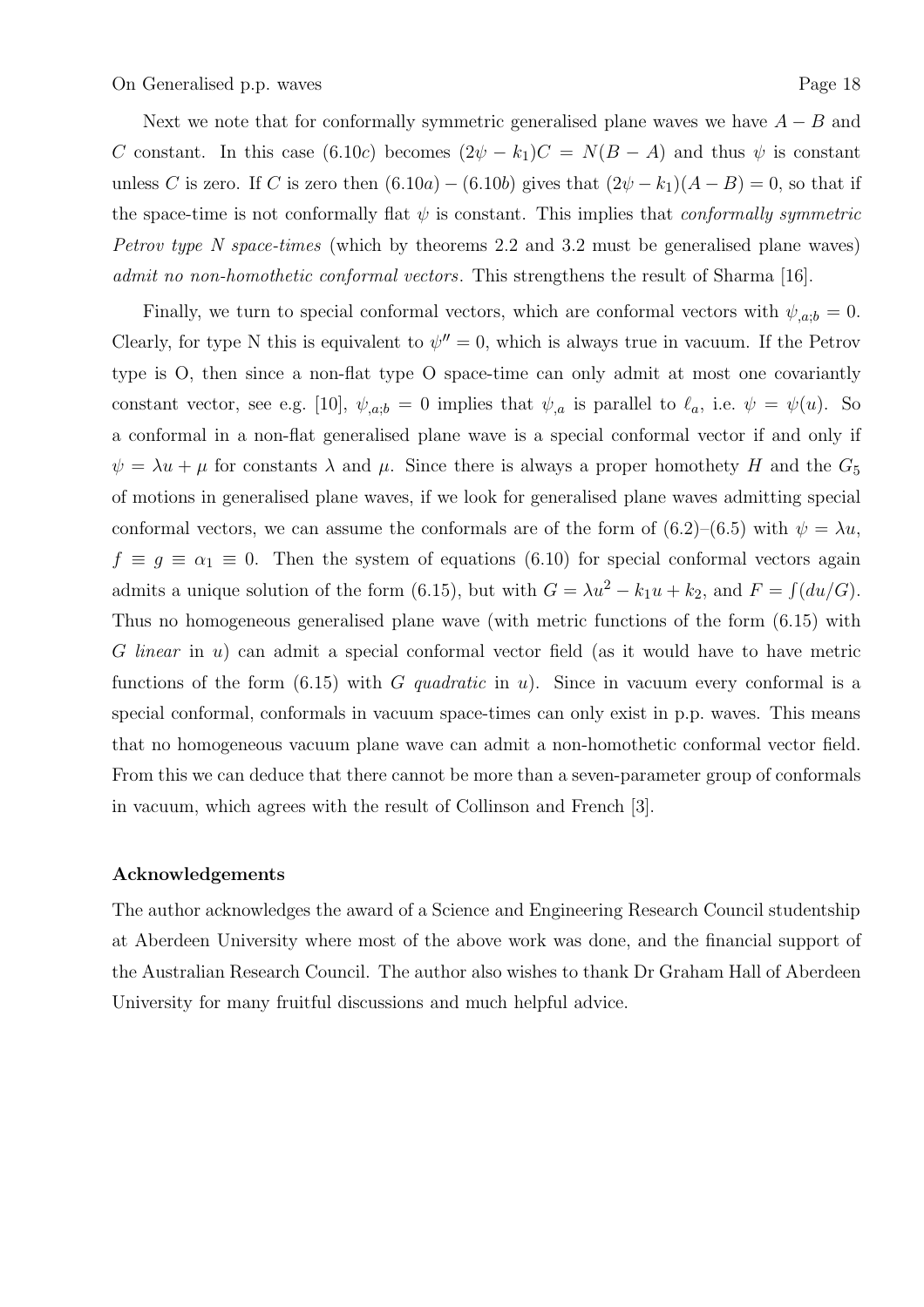Next we note that for conformally symmetric generalised plane waves we have $A - B$ and $C$ constant. In this case $(6.10c)$ becomes $(2\psi - k_1)C = N(B - A)$ and thus $\psi$ is constant unless $C$ is zero. If $C$ is zero then $(6.10a) - (6.10b)$ gives that $(2\psi - k_1)(A - B) = 0$, so that if the space-time is not conformally flat $\psi$ is constant. This implies that *conformally symmetric Petrov type N space-times* (which by theorems 2.2 and 3.2 must be generalised plane waves) *admit no non-homothetic conformal vectors*. This strengthens the result of Sharma [16].

Finally, we turn to special conformal vectors, which are conformal vectors with $\psi_{,a;b} = 0$. Clearly, for type N this is equivalent to $\psi'' = 0$, which is always true in vacuum. If the Petrov type is O, then since a non-flat type O space-time can only admit at most one covariantly constant vector, see e.g. [10], $\psi_{,a;b} = 0$ implies that $\psi_{,a}$ is parallel to $\ell_a$, i.e. $\psi = \psi(u)$. So a conformal in a non-flat generalised plane wave is a special conformal vector if and only if $\psi = \lambda u + \mu$ for constants $\lambda$ and $\mu$. Since there is always a proper homothety $H$ and the $G_5$ of motions in generalised plane waves, if we look for generalised plane waves admitting special conformal vectors, we can assume the conformals are of the form of (6.2)–(6.5) with $\psi = \lambda u$, $f \equiv g \equiv \alpha_1 \equiv 0$. Then the system of equations (6.10) for special conformal vectors again admits a unique solution of the form (6.15), but with $G = \lambda u^2 - k_1 u + k_2$, and $F = \int(du/G)$. Thus no homogeneous generalised plane wave (with metric functions of the form (6.15) with $G$ *linear* in $u$) can admit a special conformal vector field (as it would have to have metric functions of the form (6.15) with $G$ *quadratic* in $u$). Since in vacuum every conformal is a special conformal, conformals in vacuum space-times can only exist in p.p. waves. This means that no homogeneous vacuum plane wave can admit a non-homothetic conformal vector field. From this we can deduce that there cannot be more than a seven-parameter group of conformals in vacuum, which agrees with the result of Collinson and French [3].

**Acknowledgements**

The author acknowledges the award of a Science and Engineering Research Council studentship at Aberdeen University where most of the above work was done, and the financial support of the Australian Research Council. The author also wishes to thank Dr Graham Hall of Aberdeen University for many fruitful discussions and much helpful advice.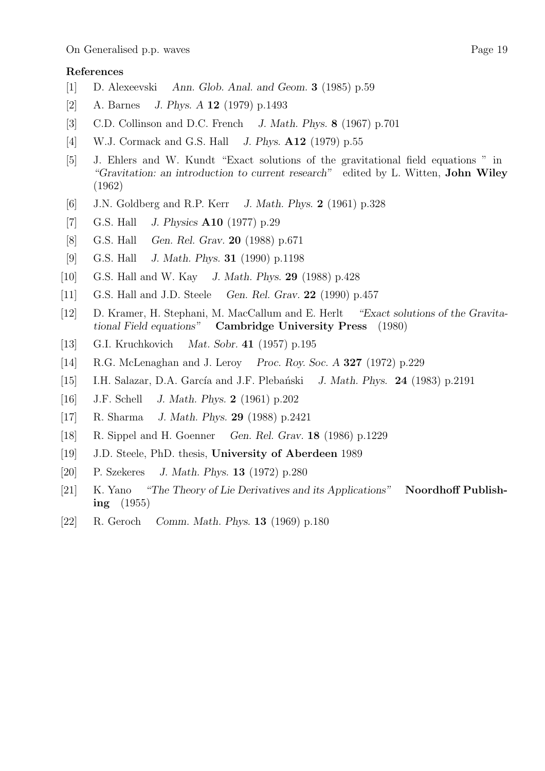## References

[1] D. Alexeevski *Ann. Glob. Anal. and Geom.* **3** (1985) p.59

[2] A. Barnes *J. Phys. A* **12** (1979) p.1493

[3] C.D. Collinson and D.C. French *J. Math. Phys.* **8** (1967) p.701

[4] W.J. Cormack and G.S. Hall *J. Phys.* **A12** (1979) p.55

[5] J. Ehlers and W. Kundt "Exact solutions of the gravitational field equations " in *"Gravitation: an introduction to current research"* edited by L. Witten, **John Wiley** (1962)

[6] J.N. Goldberg and R.P. Kerr *J. Math. Phys.* **2** (1961) p.328

[7] G.S. Hall *J. Physics* **A10** (1977) p.29

[8] G.S. Hall *Gen. Rel. Grav.* **20** (1988) p.671

[9] G.S. Hall *J. Math. Phys.* **31** (1990) p.1198

[10] G.S. Hall and W. Kay *J. Math. Phys.* **29** (1988) p.428

[11] G.S. Hall and J.D. Steele *Gen. Rel. Grav.* **22** (1990) p.457

[12] D. Kramer, H. Stephani, M. MacCallum and E. Herlt *"Exact solutions of the Gravitational Field equations"* **Cambridge University Press** (1980)

[13] G.I. Kruchkovich *Mat. Sobr.* **41** (1957) p.195

[14] R.G. McLenaghan and J. Leroy *Proc. Roy. Soc. A* **327** (1972) p.229

[15] I.H. Salazar, D.A. García and J.F. Plebański *J. Math. Phys.* **24** (1983) p.2191

[16] J.F. Schell *J. Math. Phys.* **2** (1961) p.202

[17] R. Sharma *J. Math. Phys.* **29** (1988) p.2421

[18] R. Sippel and H. Goenner *Gen. Rel. Grav.* **18** (1986) p.1229

[19] J.D. Steele, PhD. thesis, **University of Aberdeen** 1989

[20] P. Szekeres *J. Math. Phys.* **13** (1972) p.280

[21] K. Yano *"The Theory of Lie Derivatives and its Applications"* **Noordhoff Publishing** (1955)

[22] R. Geroch *Comm. Math. Phys.* **13** (1969) p.180